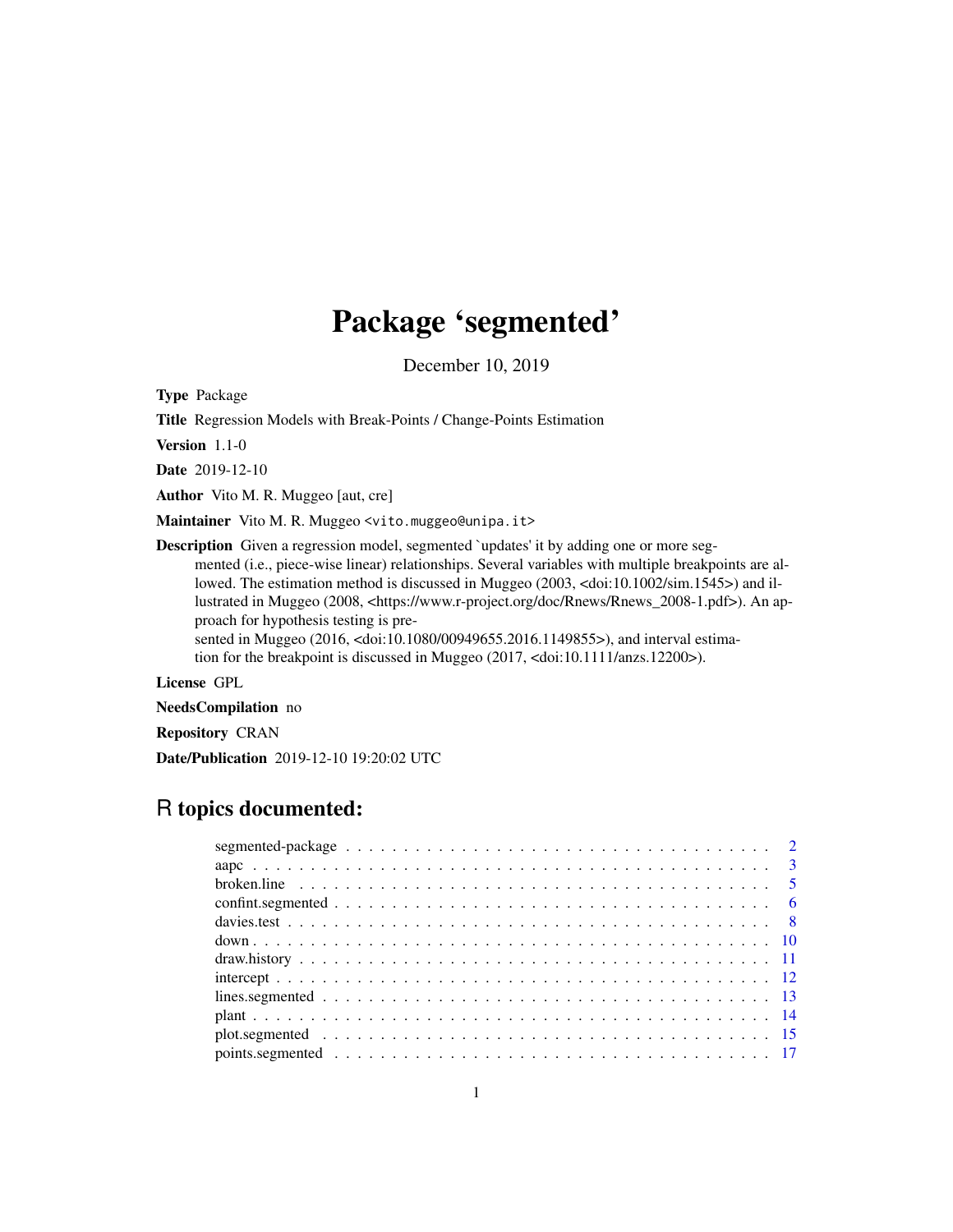# Package 'segmented'

December 10, 2019

**Type** Package

**Title** Regression Models with Break-Points / Change-Points Estimation

**Version** 1.1-0

**Date** 2019-12-10

**Author** Vito M. R. Muggeo [aut, cre]

**Maintainer** Vito M. R. Muggeo <vito.muggeo@unipa.it>

**Description** Given a regression model, segmented `updates' it by adding one or more segmented (i.e., piece-wise linear) relationships. Several variables with multiple breakpoints are allowed. The estimation method is discussed in Muggeo (2003, <doi:10.1002/sim.1545>) and illustrated in Muggeo (2008, <https://www.r-project.org/doc/Rnews/Rnews_2008-1.pdf>). An approach for hypothesis testing is presented in Muggeo (2016, <doi:10.1080/00949655.2016.1149855>), and interval estimation for the breakpoint is discussed in Muggeo (2017, <doi:10.1111/anzs.12200>).

**License** GPL

**NeedsCompilation** no

**Repository** CRAN

**Date/Publication** 2019-12-10 19:20:02 UTC

## R topics documented:

segmented-package . . . . . . . . . . . . . . . . . . . . . . . . . . . . . . . . . . . . . 2
aapc . . . . . . . . . . . . . . . . . . . . . . . . . . . . . . . . . . . . . . . . . . . . 3
broken.line . . . . . . . . . . . . . . . . . . . . . . . . . . . . . . . . . . . . . . . . . 5
confint.segmented . . . . . . . . . . . . . . . . . . . . . . . . . . . . . . . . . . . . . 6
davies.test . . . . . . . . . . . . . . . . . . . . . . . . . . . . . . . . . . . . . . . . . 8
down . . . . . . . . . . . . . . . . . . . . . . . . . . . . . . . . . . . . . . . . . . . . 10
draw.history . . . . . . . . . . . . . . . . . . . . . . . . . . . . . . . . . . . . . . . . 11
intercept . . . . . . . . . . . . . . . . . . . . . . . . . . . . . . . . . . . . . . . . . . 12
lines.segmented . . . . . . . . . . . . . . . . . . . . . . . . . . . . . . . . . . . . . . 13
plant . . . . . . . . . . . . . . . . . . . . . . . . . . . . . . . . . . . . . . . . . . . . 14
plot.segmented . . . . . . . . . . . . . . . . . . . . . . . . . . . . . . . . . . . . . . 15
points.segmented . . . . . . . . . . . . . . . . . . . . . . . . . . . . . . . . . . . . . 17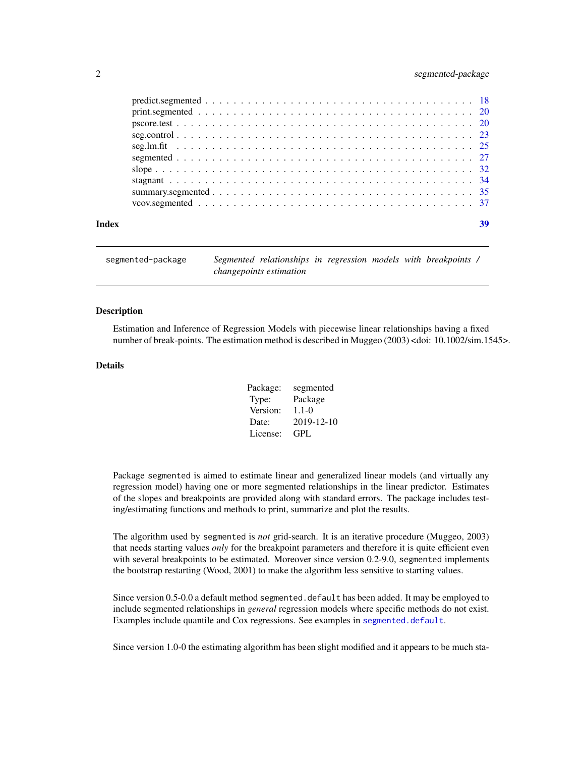| | |
|---|---|
| predict.segmented | 18 |
| print.segmented | 20 |
| pscore.test | 20 |
| seg.control | 23 |
| seg.lm.fit | 25 |
| segmented | 27 |
| slope | 32 |
| stagnant | 34 |
| summary.segmented | 35 |
| vcov.segmented | 37 |

**Index** 39

---

`segmented-package` *Segmented relationships in regression models with breakpoints / changepoints estimation*

---

## Description

Estimation and Inference of Regression Models with piecewise linear relationships having a fixed number of break-points. The estimation method is described in Muggeo (2003) <doi: 10.1002/sim.1545>.

## Details

| | |
|---|---|
| Package: | segmented |
| Type: | Package |
| Version: | 1.1-0 |
| Date: | 2019-12-10 |
| License: | GPL |

Package `segmented` is aimed to estimate linear and generalized linear models (and virtually any regression model) having one or more segmented relationships in the linear predictor. Estimates of the slopes and breakpoints are provided along with standard errors. The package includes testing/estimating functions and methods to print, summarize and plot the results.

The algorithm used by `segmented` is *not* grid-search. It is an iterative procedure (Muggeo, 2003) that needs starting values *only* for the breakpoint parameters and therefore it is quite efficient even with several breakpoints to be estimated. Moreover since version 0.2-9.0, `segmented` implements the bootstrap restarting (Wood, 2001) to make the algorithm less sensitive to starting values.

Since version 0.5-0.0 a default method `segmented.default` has been added. It may be employed to include segmented relationships in *general* regression models where specific methods do not exist. Examples include quantile and Cox regressions. See examples in `segmented.default`.

Since version 1.0-0 the estimating algorithm has been slight modified and it appears to be much sta-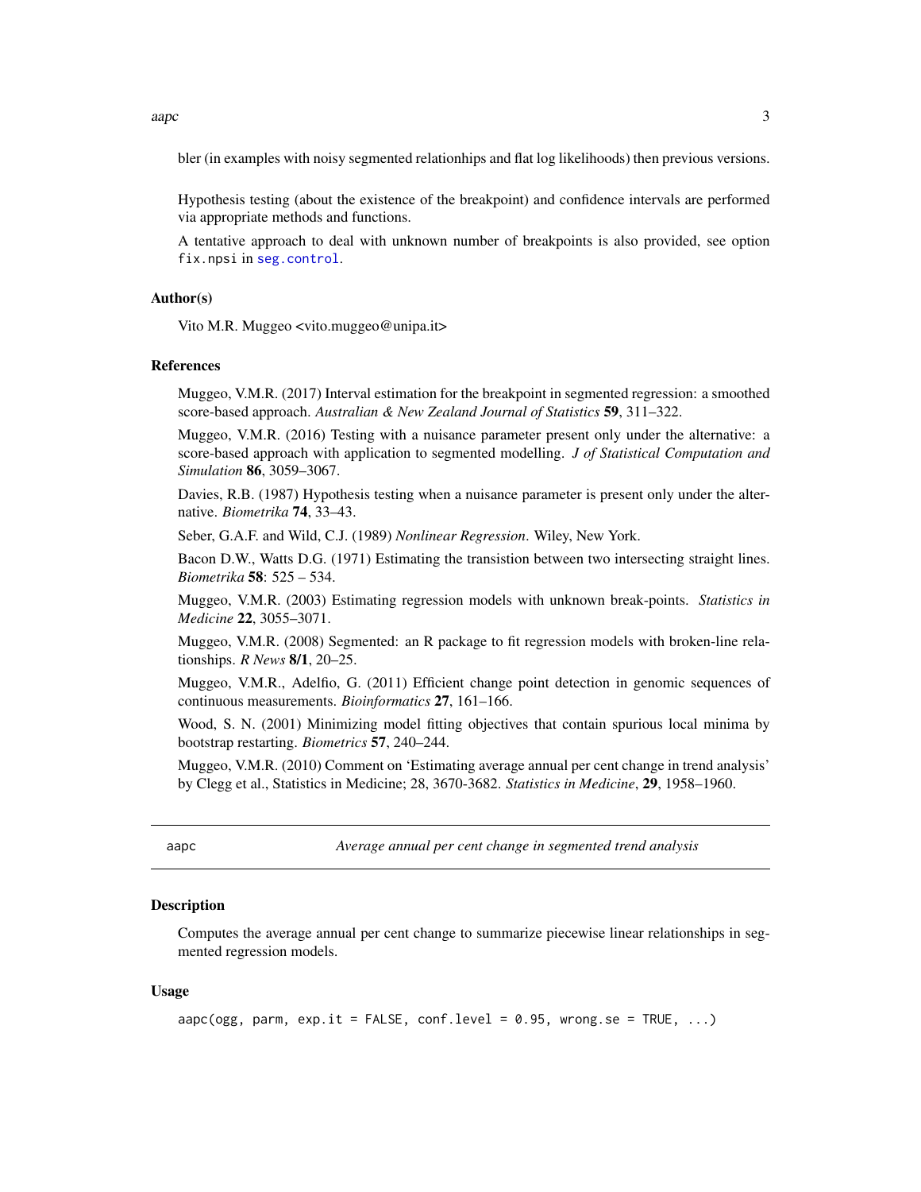bler (in examples with noisy segmented relationhips and flat log likelihoods) then previous versions.

Hypothesis testing (about the existence of the breakpoint) and confidence intervals are performed via appropriate methods and functions.

A tentative approach to deal with unknown number of breakpoints is also provided, see option `fix.npsi` in `seg.control`.

### Author(s)

Vito M.R. Muggeo <vito.muggeo@unipa.it>

### References

Muggeo, V.M.R. (2017) Interval estimation for the breakpoint in segmented regression: a smoothed score-based approach. *Australian & New Zealand Journal of Statistics* **59**, 311–322.

Muggeo, V.M.R. (2016) Testing with a nuisance parameter present only under the alternative: a score-based approach with application to segmented modelling. *J of Statistical Computation and Simulation* **86**, 3059–3067.

Davies, R.B. (1987) Hypothesis testing when a nuisance parameter is present only under the alternative. *Biometrika* **74**, 33–43.

Seber, G.A.F. and Wild, C.J. (1989) *Nonlinear Regression*. Wiley, New York.

Bacon D.W., Watts D.G. (1971) Estimating the transistion between two intersecting straight lines. *Biometrika* **58**: 525 – 534.

Muggeo, V.M.R. (2003) Estimating regression models with unknown break-points. *Statistics in Medicine* **22**, 3055–3071.

Muggeo, V.M.R. (2008) Segmented: an R package to fit regression models with broken-line relationships. *R News* **8/1**, 20–25.

Muggeo, V.M.R., Adelfio, G. (2011) Efficient change point detection in genomic sequences of continuous measurements. *Bioinformatics* **27**, 161–166.

Wood, S. N. (2001) Minimizing model fitting objectives that contain spurious local minima by bootstrap restarting. *Biometrics* **57**, 240–244.

Muggeo, V.M.R. (2010) Comment on 'Estimating average annual per cent change in trend analysis' by Clegg et al., Statistics in Medicine; 28, 3670-3682. *Statistics in Medicine*, **29**, 1958–1960.

---

## aapc — *Average annual per cent change in segmented trend analysis*

### Description

Computes the average annual per cent change to summarize piecewise linear relationships in segmented regression models.

### Usage

```
aapc(ogg, parm, exp.it = FALSE, conf.level = 0.95, wrong.se = TRUE, ...)
```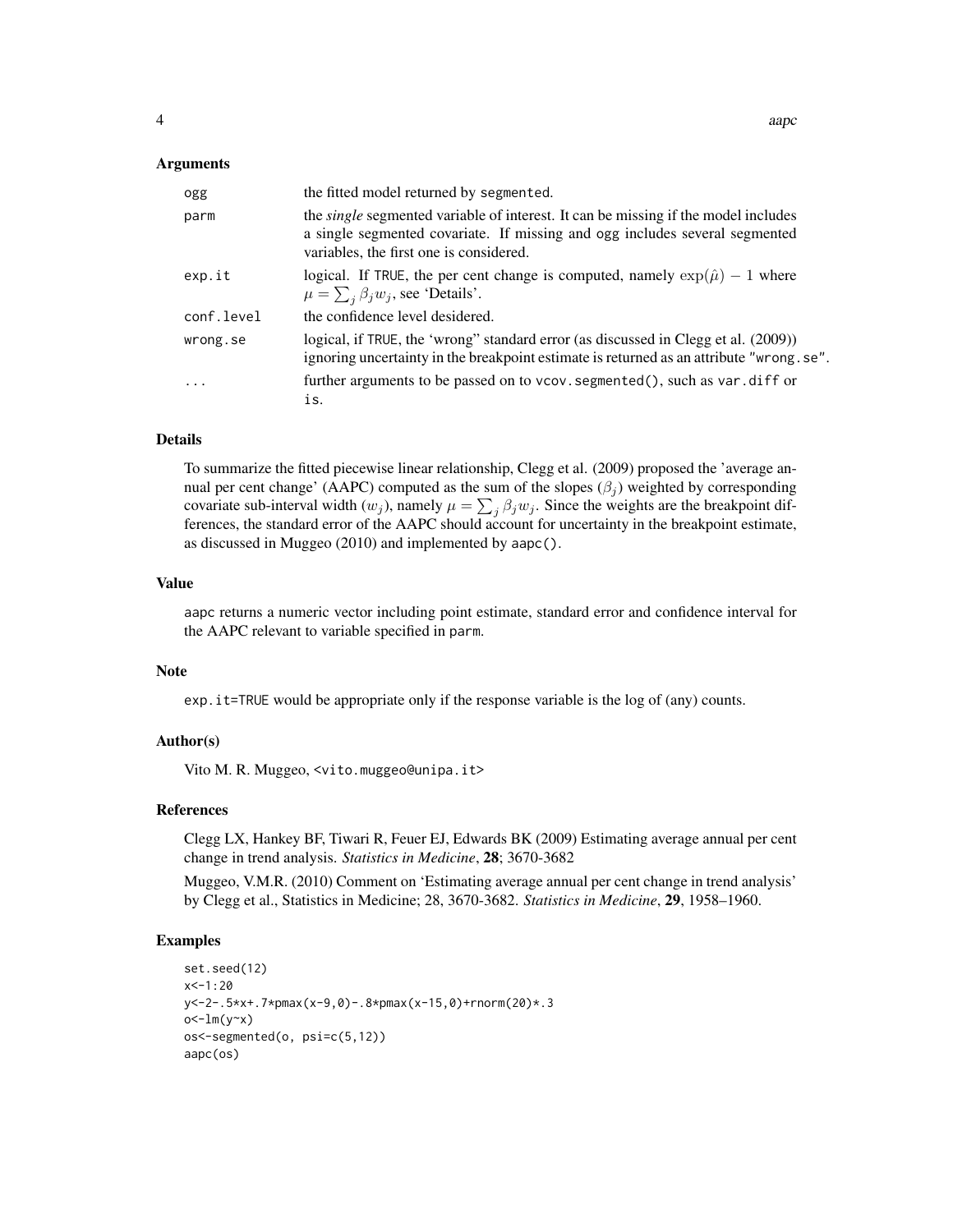## Arguments

| | |
|---|---|
| ogg | the fitted model returned by segmented. |
| parm | the *single* segmented variable of interest. It can be missing if the model includes a single segmented covariate. If missing and ogg includes several segmented variables, the first one is considered. |
| exp.it | logical. If TRUE, the per cent change is computed, namely $\exp(\hat{\mu}) - 1$ where $\mu = \sum_j \beta_j w_j$, see 'Details'. |
| conf.level | the confidence level desidered. |
| wrong.se | logical, if TRUE, the 'wrong" standard error (as discussed in Clegg et al. (2009)) ignoring uncertainty in the breakpoint estimate is returned as an attribute "wrong.se". |
| ... | further arguments to be passed on to vcov.segmented(), such as var.diff or is. |

## Details

To summarize the fitted piecewise linear relationship, Clegg et al. (2009) proposed the 'average annual per cent change' (AAPC) computed as the sum of the slopes ($\beta_j$) weighted by corresponding covariate sub-interval width ($w_j$), namely $\mu = \sum_j \beta_j w_j$. Since the weights are the breakpoint differences, the standard error of the AAPC should account for uncertainty in the breakpoint estimate, as discussed in Muggeo (2010) and implemented by aapc().

## Value

aapc returns a numeric vector including point estimate, standard error and confidence interval for the AAPC relevant to variable specified in parm.

## Note

exp.it=TRUE would be appropriate only if the response variable is the log of (any) counts.

## Author(s)

Vito M. R. Muggeo, <vito.muggeo@unipa.it>

## References

Clegg LX, Hankey BF, Tiwari R, Feuer EJ, Edwards BK (2009) Estimating average annual per cent change in trend analysis. *Statistics in Medicine*, **28**; 3670-3682

Muggeo, V.M.R. (2010) Comment on 'Estimating average annual per cent change in trend analysis' by Clegg et al., Statistics in Medicine; 28, 3670-3682. *Statistics in Medicine*, **29**, 1958–1960.

## Examples

```
set.seed(12)
x<-1:20
y<-2-.5*x+.7*pmax(x-9,0)-.8*pmax(x-15,0)+rnorm(20)*.3
o<-lm(y~x)
os<-segmented(o, psi=c(5,12))
aapc(os)
```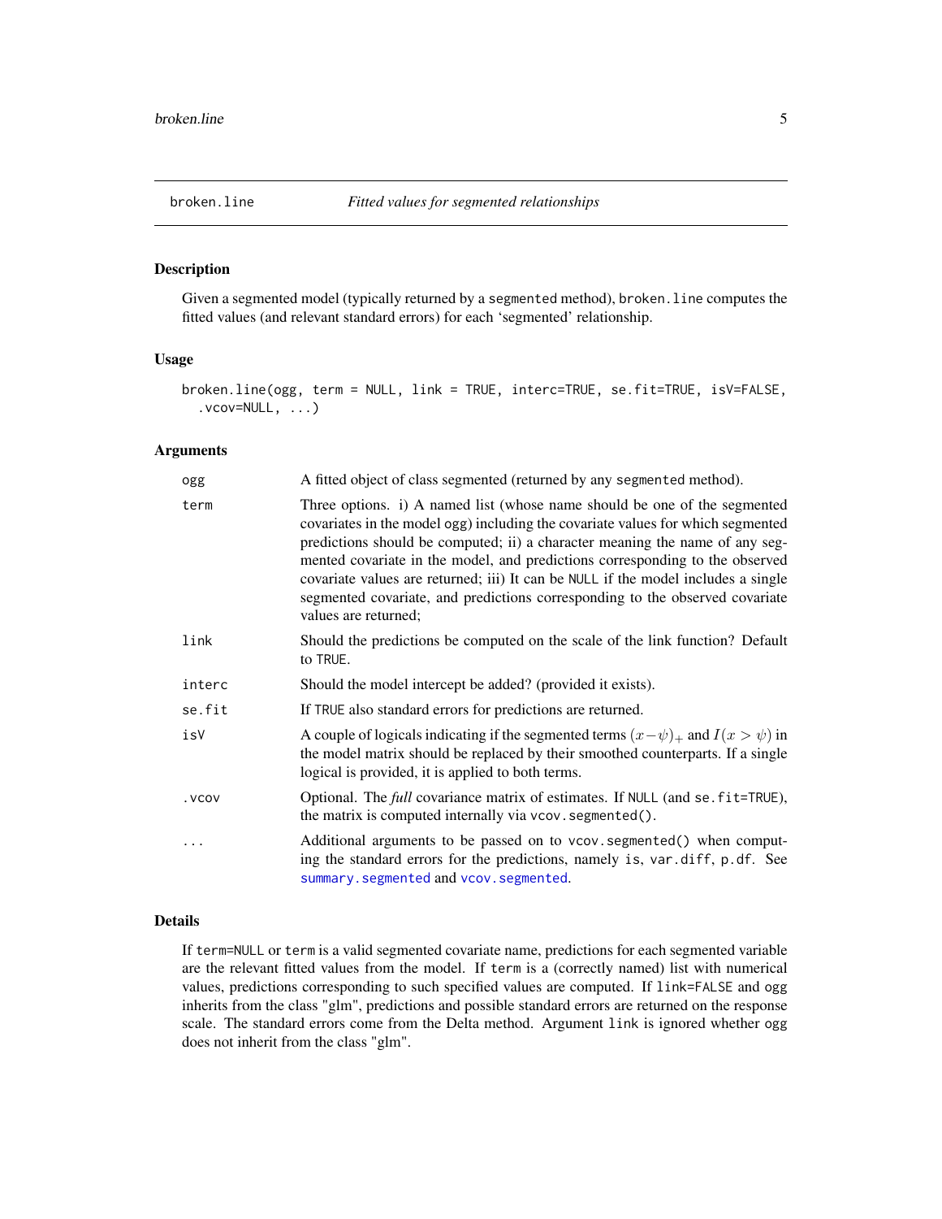# broken.line — *Fitted values for segmented relationships*

## Description

Given a segmented model (typically returned by a `segmented` method), `broken.line` computes the fitted values (and relevant standard errors) for each 'segmented' relationship.

## Usage

```
broken.line(ogg, term = NULL, link = TRUE, interc=TRUE, se.fit=TRUE, isV=FALSE,
  .vcov=NULL, ...)
```

## Arguments

| Argument | Description |
|---|---|
| `ogg` | A fitted object of class segmented (returned by any `segmented` method). |
| `term` | Three options. i) A named list (whose name should be one of the segmented covariates in the model `ogg`) including the covariate values for which segmented predictions should be computed; ii) a character meaning the name of any segmented covariate in the model, and predictions corresponding to the observed covariate values are returned; iii) It can be `NULL` if the model includes a single segmented covariate, and predictions corresponding to the observed covariate values are returned; |
| `link` | Should the predictions be computed on the scale of the link function? Default to `TRUE`. |
| `interc` | Should the model intercept be added? (provided it exists). |
| `se.fit` | If `TRUE` also standard errors for predictions are returned. |
| `isV` | A couple of logicals indicating if the segmented terms $(x-\psi)_+$ and $I(x>\psi)$ in the model matrix should be replaced by their smoothed counterparts. If a single logical is provided, it is applied to both terms. |
| `.vcov` | Optional. The *full* covariance matrix of estimates. If `NULL` (and `se.fit=TRUE`), the matrix is computed internally via `vcov.segmented()`. |
| `...` | Additional arguments to be passed on to `vcov.segmented()` when computing the standard errors for the predictions, namely `is`, `var.diff`, `p.df`. See `summary.segmented` and `vcov.segmented`. |

## Details

If `term=NULL` or `term` is a valid segmented covariate name, predictions for each segmented variable are the relevant fitted values from the model. If `term` is a (correctly named) list with numerical values, predictions corresponding to such specified values are computed. If `link=FALSE` and `ogg` inherits from the class "glm", predictions and possible standard errors are returned on the response scale. The standard errors come from the Delta method. Argument `link` is ignored whether `ogg` does not inherit from the class "glm".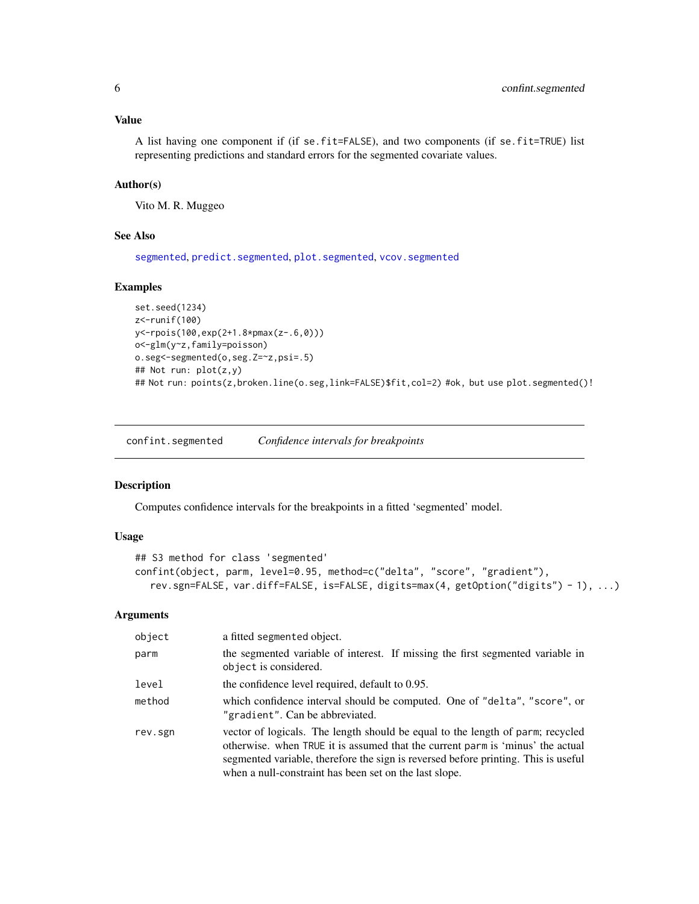### Value

A list having one component if (if `se.fit=FALSE`), and two components (if `se.fit=TRUE`) list representing predictions and standard errors for the segmented covariate values.

### Author(s)

Vito M. R. Muggeo

### See Also

`segmented`, `predict.segmented`, `plot.segmented`, `vcov.segmented`

### Examples

```
set.seed(1234)
z<-runif(100)
y<-rpois(100,exp(2+1.8*pmax(z-.6,0)))
o<-glm(y~z,family=poisson)
o.seg<-segmented(o,seg.Z=~z,psi=.5)
## Not run: plot(z,y)
## Not run: points(z,broken.line(o.seg,link=FALSE)$fit,col=2) #ok, but use plot.segmented()!
```

---

## confint.segmented — *Confidence intervals for breakpoints*

---

### Description

Computes confidence intervals for the breakpoints in a fitted 'segmented' model.

### Usage

```
## S3 method for class 'segmented'
confint(object, parm, level=0.95, method=c("delta", "score", "gradient"),
   rev.sgn=FALSE, var.diff=FALSE, is=FALSE, digits=max(4, getOption("digits") - 1), ...)
```

### Arguments

| | |
|---|---|
| `object` | a fitted `segmented` object. |
| `parm` | the segmented variable of interest. If missing the first segmented variable in `object` is considered. |
| `level` | the confidence level required, default to 0.95. |
| `method` | which confidence interval should be computed. One of `"delta"`, `"score"`, or `"gradient"`. Can be abbreviated. |
| `rev.sgn` | vector of logicals. The length should be equal to the length of `parm`; recycled otherwise. when `TRUE` it is assumed that the current `parm` is 'minus' the actual segmented variable, therefore the sign is reversed before printing. This is useful when a null-constraint has been set on the last slope. |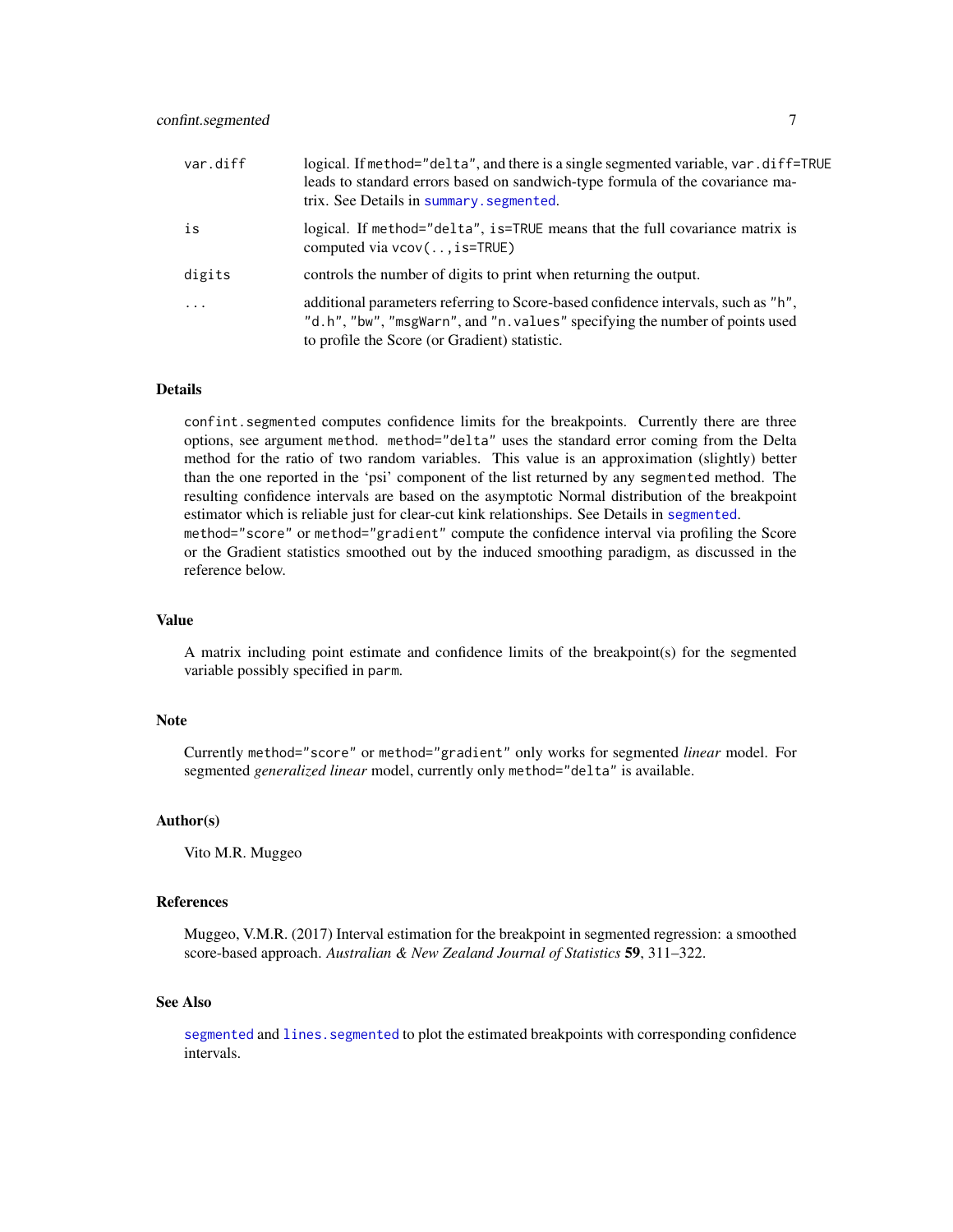| | |
|---|---|
| var.diff | logical. If method="delta", and there is a single segmented variable, var.diff=TRUE leads to standard errors based on sandwich-type formula of the covariance matrix. See Details in summary.segmented. |
| is | logical. If method="delta", is=TRUE means that the full covariance matrix is computed via vcov(..,is=TRUE) |
| digits | controls the number of digits to print when returning the output. |
| ... | additional parameters referring to Score-based confidence intervals, such as "h", "d.h", "bw", "msgWarn", and "n.values" specifying the number of points used to profile the Score (or Gradient) statistic. |

## Details

confint.segmented computes confidence limits for the breakpoints. Currently there are three options, see argument method. method="delta" uses the standard error coming from the Delta method for the ratio of two random variables. This value is an approximation (slightly) better than the one reported in the 'psi' component of the list returned by any segmented method. The resulting confidence intervals are based on the asymptotic Normal distribution of the breakpoint estimator which is reliable just for clear-cut kink relationships. See Details in segmented.
method="score" or method="gradient" compute the confidence interval via profiling the Score or the Gradient statistics smoothed out by the induced smoothing paradigm, as discussed in the reference below.

## Value

A matrix including point estimate and confidence limits of the breakpoint(s) for the segmented variable possibly specified in parm.

## Note

Currently method="score" or method="gradient" only works for segmented *linear* model. For segmented *generalized linear* model, currently only method="delta" is available.

## Author(s)

Vito M.R. Muggeo

## References

Muggeo, V.M.R. (2017) Interval estimation for the breakpoint in segmented regression: a smoothed score-based approach. *Australian & New Zealand Journal of Statistics* **59**, 311–322.

## See Also

segmented and lines.segmented to plot the estimated breakpoints with corresponding confidence intervals.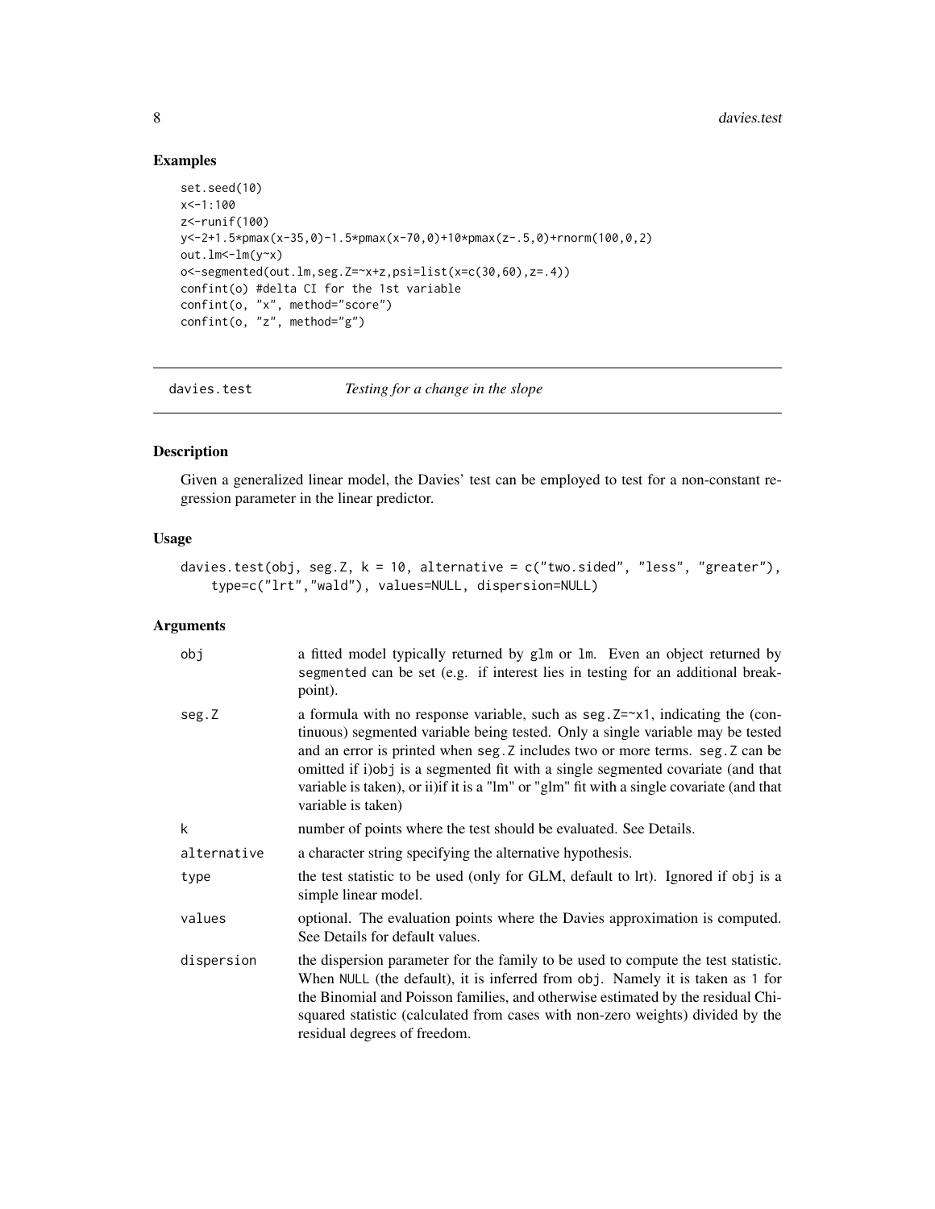## Examples

```
set.seed(10)
x<-1:100
z<-runif(100)
y<-2+1.5*pmax(x-35,0)-1.5*pmax(x-70,0)+10*pmax(z-.5,0)+rnorm(100,0,2)
out.lm<-lm(y~x)
o<-segmented(out.lm,seg.Z=~x+z,psi=list(x=c(30,60),z=.4))
confint(o) #delta CI for the 1st variable
confint(o, "x", method="score")
confint(o, "z", method="g")
```

---

# davies.test — *Testing for a change in the slope*

---

## Description

Given a generalized linear model, the Davies' test can be employed to test for a non-constant regression parameter in the linear predictor.

## Usage

```
davies.test(obj, seg.Z, k = 10, alternative = c("two.sided", "less", "greater"),
    type=c("lrt","wald"), values=NULL, dispersion=NULL)
```

## Arguments

| | |
|---|---|
| obj | a fitted model typically returned by glm or lm. Even an object returned by segmented can be set (e.g. if interest lies in testing for an additional breakpoint). |
| seg.Z | a formula with no response variable, such as seg.Z=~x1, indicating the (continuous) segmented variable being tested. Only a single variable may be tested and an error is printed when seg.Z includes two or more terms. seg.Z can be omitted if i)obj is a segmented fit with a single segmented covariate (and that variable is taken), or ii)if it is a "lm" or "glm" fit with a single covariate (and that variable is taken) |
| k | number of points where the test should be evaluated. See Details. |
| alternative | a character string specifying the alternative hypothesis. |
| type | the test statistic to be used (only for GLM, default to lrt). Ignored if obj is a simple linear model. |
| values | optional. The evaluation points where the Davies approximation is computed. See Details for default values. |
| dispersion | the dispersion parameter for the family to be used to compute the test statistic. When NULL (the default), it is inferred from obj. Namely it is taken as 1 for the Binomial and Poisson families, and otherwise estimated by the residual Chi-squared statistic (calculated from cases with non-zero weights) divided by the residual degrees of freedom. |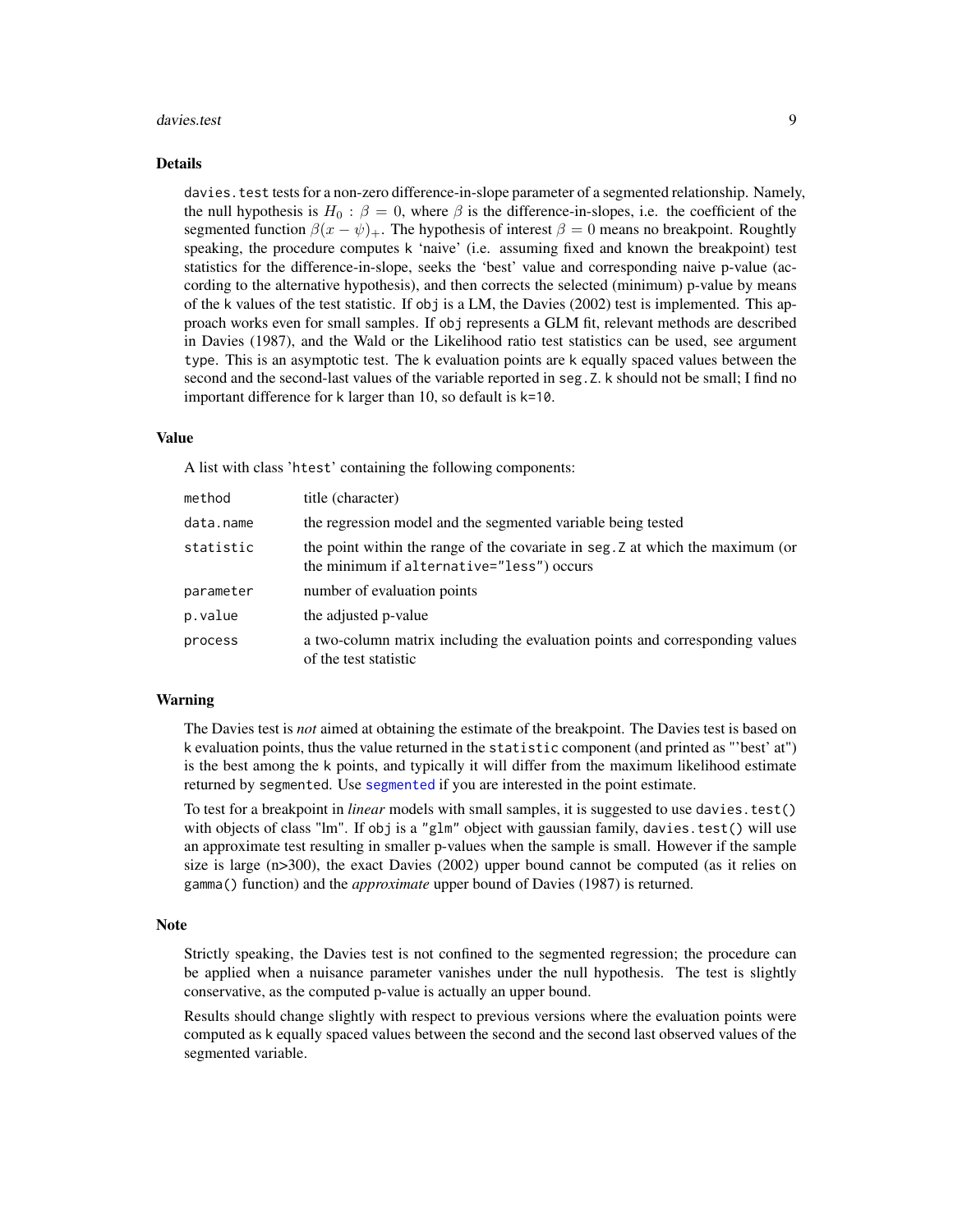### Details

`davies.test` tests for a non-zero difference-in-slope parameter of a segmented relationship. Namely, the null hypothesis is $H_0 : \beta = 0$, where $\beta$ is the difference-in-slopes, i.e. the coefficient of the segmented function $\beta(x - \psi)_+$. The hypothesis of interest $\beta = 0$ means no breakpoint. Roughly speaking, the procedure computes `k` 'naive' (i.e. assuming fixed and known the breakpoint) test statistics for the difference-in-slope, seeks the 'best' value and corresponding naive p-value (according to the alternative hypothesis), and then corrects the selected (minimum) p-value by means of the `k` values of the test statistic. If `obj` is a LM, the Davies (2002) test is implemented. This approach works even for small samples. If `obj` represents a GLM fit, relevant methods are described in Davies (1987), and the Wald or the Likelihood ratio test statistics can be used, see argument `type`. This is an asymptotic test. The `k` evaluation points are `k` equally spaced values between the second and the second-last values of the variable reported in `seg.Z`. `k` should not be small; I find no important difference for `k` larger than 10, so default is `k=10`.

### Value

A list with class '`htest`' containing the following components:

| | |
|---|---|
| `method` | title (character) |
| `data.name` | the regression model and the segmented variable being tested |
| `statistic` | the point within the range of the covariate in `seg.Z` at which the maximum (or the minimum if `alternative="less"`) occurs |
| `parameter` | number of evaluation points |
| `p.value` | the adjusted p-value |
| `process` | a two-column matrix including the evaluation points and corresponding values of the test statistic |

### Warning

The Davies test is *not* aimed at obtaining the estimate of the breakpoint. The Davies test is based on `k` evaluation points, thus the value returned in the `statistic` component (and printed as "'best' at") is the best among the `k` points, and typically it will differ from the maximum likelihood estimate returned by `segmented`. Use `segmented` if you are interested in the point estimate.

To test for a breakpoint in *linear* models with small samples, it is suggested to use `davies.test()` with objects of class "lm". If `obj` is a `"glm"` object with gaussian family, `davies.test()` will use an approximate test resulting in smaller p-values when the sample is small. However if the sample size is large (n>300), the exact Davies (2002) upper bound cannot be computed (as it relies on `gamma()` function) and the *approximate* upper bound of Davies (1987) is returned.

### Note

Strictly speaking, the Davies test is not confined to the segmented regression; the procedure can be applied when a nuisance parameter vanishes under the null hypothesis. The test is slightly conservative, as the computed p-value is actually an upper bound.

Results should change slightly with respect to previous versions where the evaluation points were computed as `k` equally spaced values between the second and the second last observed values of the segmented variable.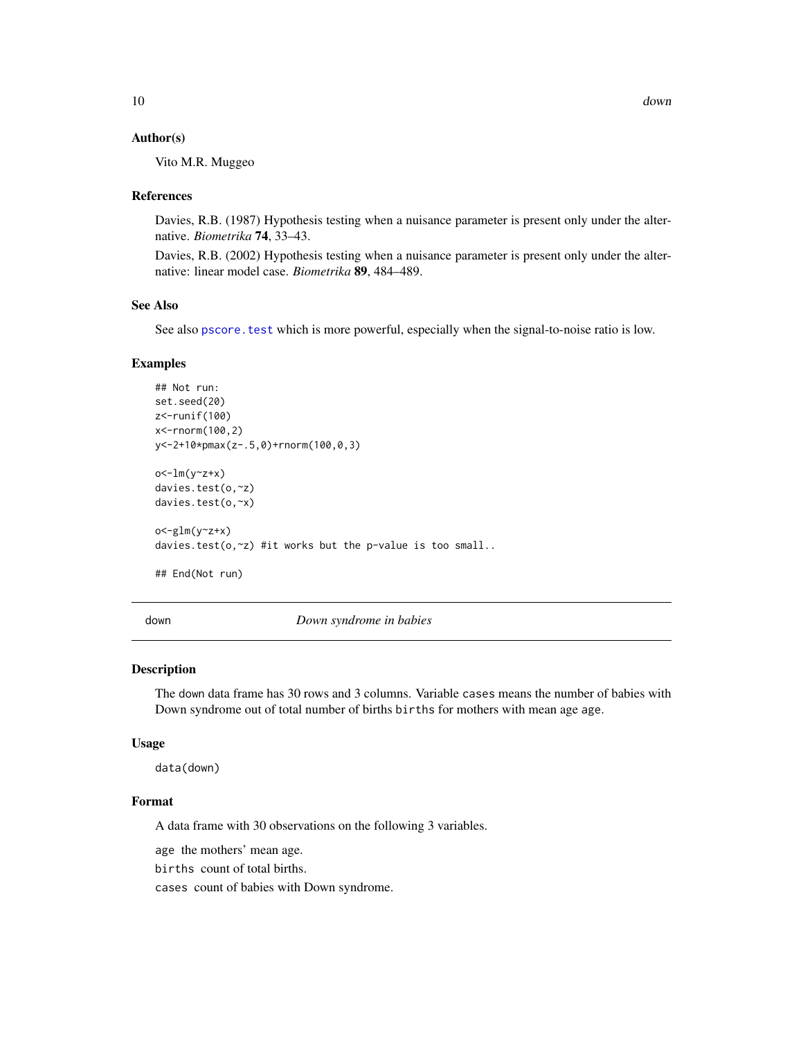### Author(s)

Vito M.R. Muggeo

### References

Davies, R.B. (1987) Hypothesis testing when a nuisance parameter is present only under the alternative. *Biometrika* **74**, 33–43.

Davies, R.B. (2002) Hypothesis testing when a nuisance parameter is present only under the alternative: linear model case. *Biometrika* **89**, 484–489.

### See Also

See also `pscore.test` which is more powerful, especially when the signal-to-noise ratio is low.

### Examples

```
## Not run:
set.seed(20)
z<-runif(100)
x<-rnorm(100,2)
y<-2+10*pmax(z-.5,0)+rnorm(100,0,3)

o<-lm(y~z+x)
davies.test(o,~z)
davies.test(o,~x)

o<-glm(y~z+x)
davies.test(o,~z) #it works but the p-value is too small..

## End(Not run)
```

---

## down — *Down syndrome in babies*

### Description

The down data frame has 30 rows and 3 columns. Variable `cases` means the number of babies with Down syndrome out of total number of births `births` for mothers with mean age `age`.

### Usage

```
data(down)
```

### Format

A data frame with 30 observations on the following 3 variables.

`age` the mothers' mean age.

`births` count of total births.

`cases` count of babies with Down syndrome.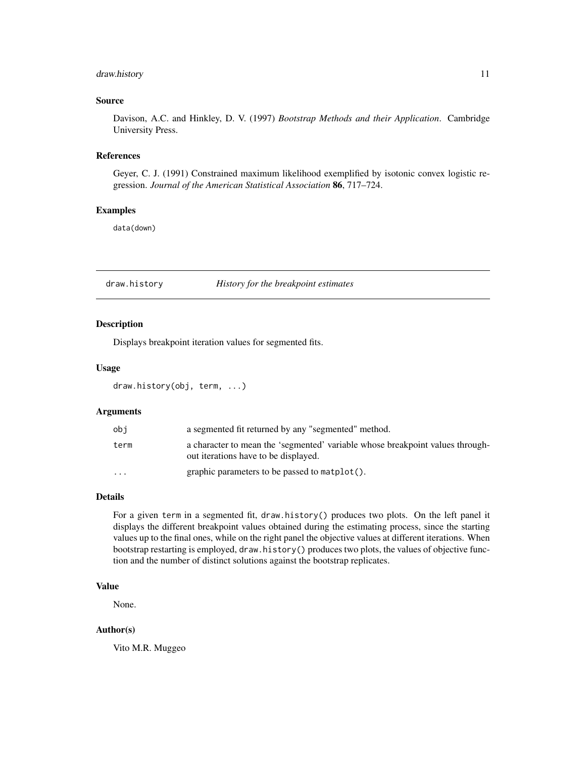### Source

Davison, A.C. and Hinkley, D. V. (1997) *Bootstrap Methods and their Application*. Cambridge University Press.

### References

Geyer, C. J. (1991) Constrained maximum likelihood exemplified by isotonic convex logistic regression. *Journal of the American Statistical Association* **86**, 717–724.

### Examples

```
data(down)
```

---

## draw.history — *History for the breakpoint estimates*

---

### Description

Displays breakpoint iteration values for segmented fits.

### Usage

```
draw.history(obj, term, ...)
```

### Arguments

| | |
|---|---|
| `obj` | a segmented fit returned by any "segmented" method. |
| `term` | a character to mean the 'segmented' variable whose breakpoint values throughout iterations have to be displayed. |
| `...` | graphic parameters to be passed to `matplot()`. |

### Details

For a given `term` in a segmented fit, `draw.history()` produces two plots. On the left panel it displays the different breakpoint values obtained during the estimating process, since the starting values up to the final ones, while on the right panel the objective values at different iterations. When bootstrap restarting is employed, `draw.history()` produces two plots, the values of objective function and the number of distinct solutions against the bootstrap replicates.

### Value

None.

### Author(s)

Vito M.R. Muggeo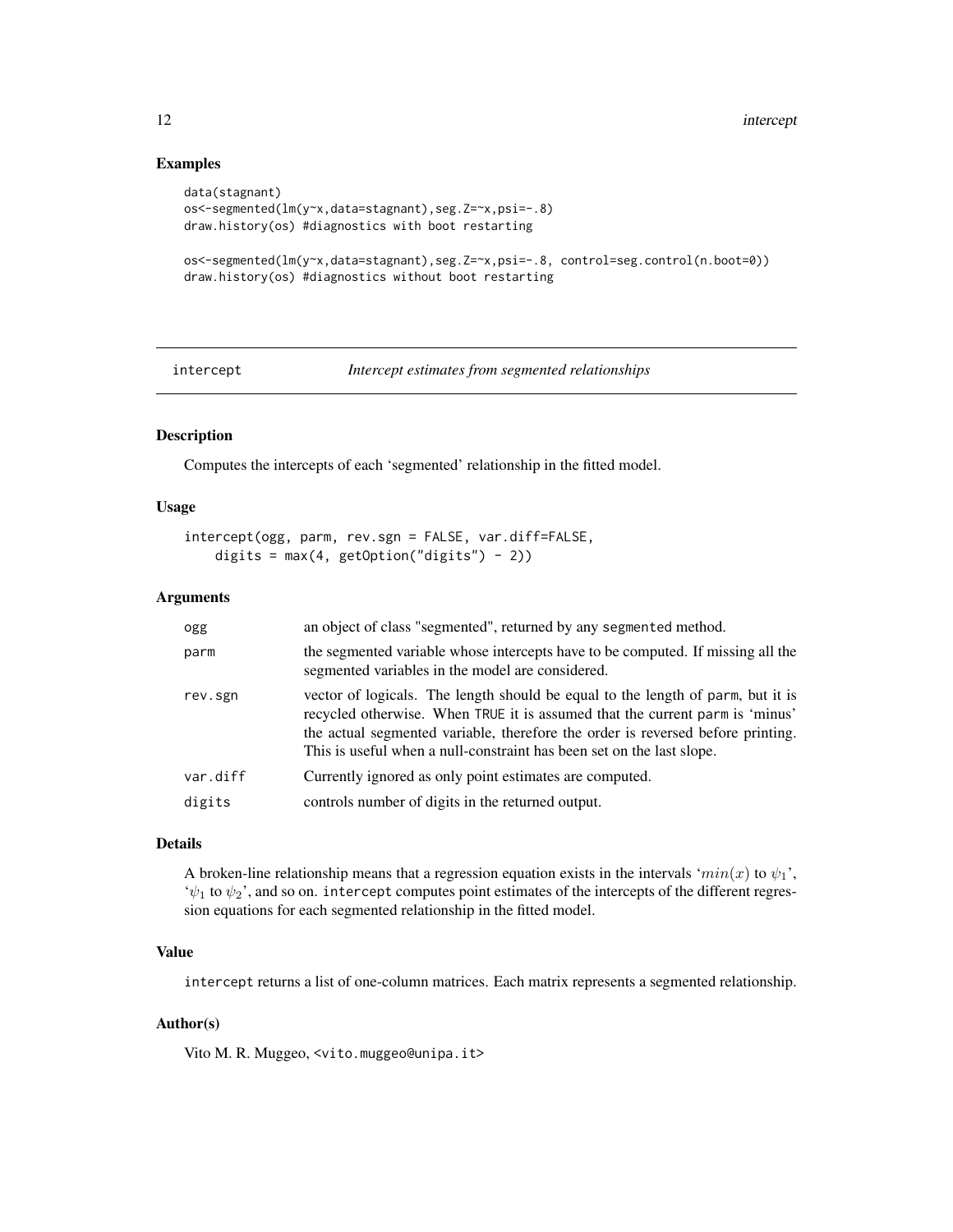### Examples

```
data(stagnant)
os<-segmented(lm(y~x,data=stagnant),seg.Z=~x,psi=-.8)
draw.history(os) #diagnostics with boot restarting

os<-segmented(lm(y~x,data=stagnant),seg.Z=~x,psi=-.8, control=seg.control(n.boot=0))
draw.history(os) #diagnostics without boot restarting
```

---

## intercept — *Intercept estimates from segmented relationships*

---

### Description

Computes the intercepts of each 'segmented' relationship in the fitted model.

### Usage

```
intercept(ogg, parm, rev.sgn = FALSE, var.diff=FALSE,
    digits = max(4, getOption("digits") - 2))
```

### Arguments

| | |
|---|---|
| `ogg` | an object of class "segmented", returned by any `segmented` method. |
| `parm` | the segmented variable whose intercepts have to be computed. If missing all the segmented variables in the model are considered. |
| `rev.sgn` | vector of logicals. The length should be equal to the length of `parm`, but it is recycled otherwise. When `TRUE` it is assumed that the current `parm` is 'minus' the actual segmented variable, therefore the order is reversed before printing. This is useful when a null-constraint has been set on the last slope. |
| `var.diff` | Currently ignored as only point estimates are computed. |
| `digits` | controls number of digits in the returned output. |

### Details

A broken-line relationship means that a regression equation exists in the intervals '$min(x)$ to $\psi_1$', '$\psi_1$ to $\psi_2$', and so on. `intercept` computes point estimates of the intercepts of the different regression equations for each segmented relationship in the fitted model.

### Value

`intercept` returns a list of one-column matrices. Each matrix represents a segmented relationship.

### Author(s)

Vito M. R. Muggeo, <vito.muggeo@unipa.it>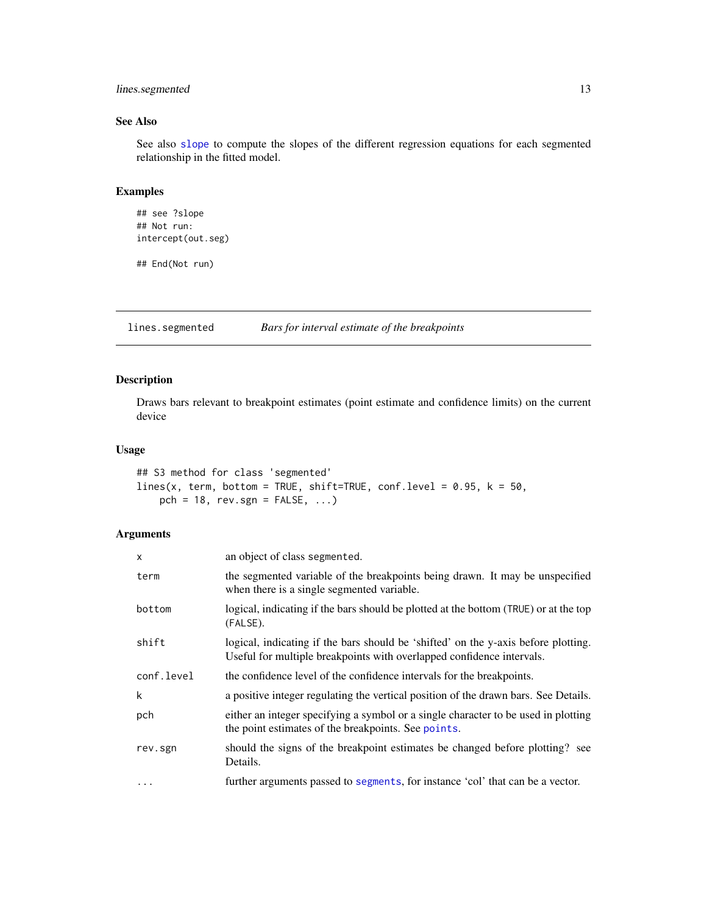## See Also

See also slope to compute the slopes of the different regression equations for each segmented relationship in the fitted model.

## Examples

```
## see ?slope
## Not run:
intercept(out.seg)

## End(Not run)
```

---

# lines.segmented — *Bars for interval estimate of the breakpoints*

---

## Description

Draws bars relevant to breakpoint estimates (point estimate and confidence limits) on the current device

## Usage

```
## S3 method for class 'segmented'
lines(x, term, bottom = TRUE, shift=TRUE, conf.level = 0.95, k = 50,
    pch = 18, rev.sgn = FALSE, ...)
```

## Arguments

| | |
|---|---|
| `x` | an object of class `segmented`. |
| `term` | the segmented variable of the breakpoints being drawn. It may be unspecified when there is a single segmented variable. |
| `bottom` | logical, indicating if the bars should be plotted at the bottom (`TRUE`) or at the top (`FALSE`). |
| `shift` | logical, indicating if the bars should be 'shifted' on the y-axis before plotting. Useful for multiple breakpoints with overlapped confidence intervals. |
| `conf.level` | the confidence level of the confidence intervals for the breakpoints. |
| `k` | a positive integer regulating the vertical position of the drawn bars. See Details. |
| `pch` | either an integer specifying a symbol or a single character to be used in plotting the point estimates of the breakpoints. See points. |
| `rev.sgn` | should the signs of the breakpoint estimates be changed before plotting? see Details. |
| `...` | further arguments passed to segments, for instance 'col' that can be a vector. |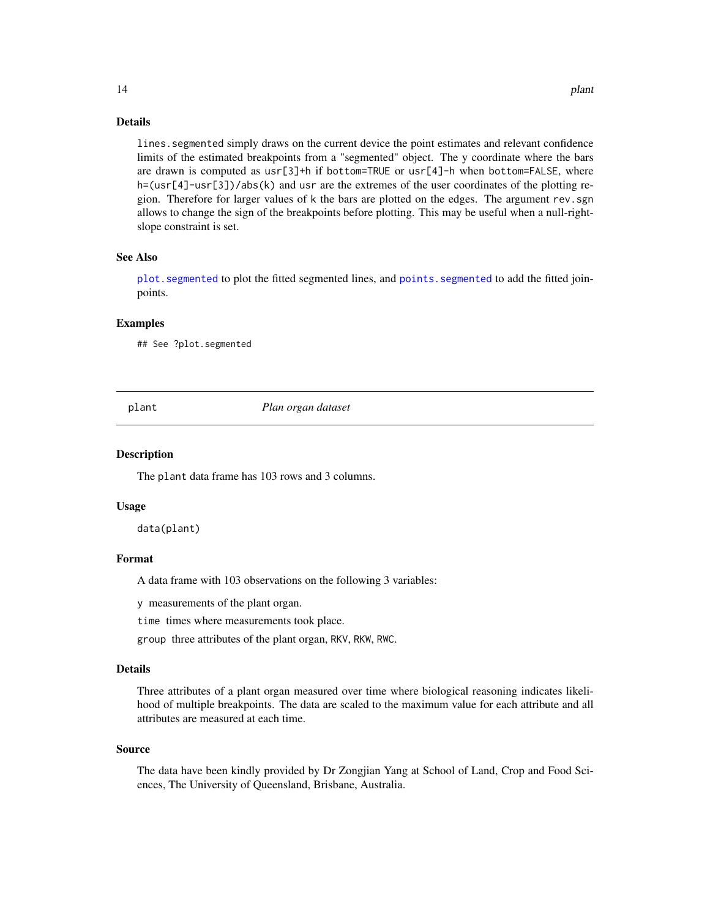### Details

`lines.segmented` simply draws on the current device the point estimates and relevant confidence limits of the estimated breakpoints from a "segmented" object. The y coordinate where the bars are drawn is computed as `usr[3]+h` if `bottom=TRUE` or `usr[4]-h` when `bottom=FALSE`, where `h=(usr[4]-usr[3])/abs(k)` and `usr` are the extremes of the user coordinates of the plotting region. Therefore for larger values of `k` the bars are plotted on the edges. The argument `rev.sgn` allows to change the sign of the breakpoints before plotting. This may be useful when a null-right-slope constraint is set.

### See Also

`plot.segmented` to plot the fitted segmented lines, and `points.segmented` to add the fitted joinpoints.

### Examples

```
## See ?plot.segmented
```

---

## plant — *Plan organ dataset*

### Description

The `plant` data frame has 103 rows and 3 columns.

### Usage

```
data(plant)
```

### Format

A data frame with 103 observations on the following 3 variables:

- `y` measurements of the plant organ.
- `time` times where measurements took place.
- `group` three attributes of the plant organ, `RKV`, `RKW`, `RWC`.

### Details

Three attributes of a plant organ measured over time where biological reasoning indicates likelihood of multiple breakpoints. The data are scaled to the maximum value for each attribute and all attributes are measured at each time.

### Source

The data have been kindly provided by Dr Zongjian Yang at School of Land, Crop and Food Sciences, The University of Queensland, Brisbane, Australia.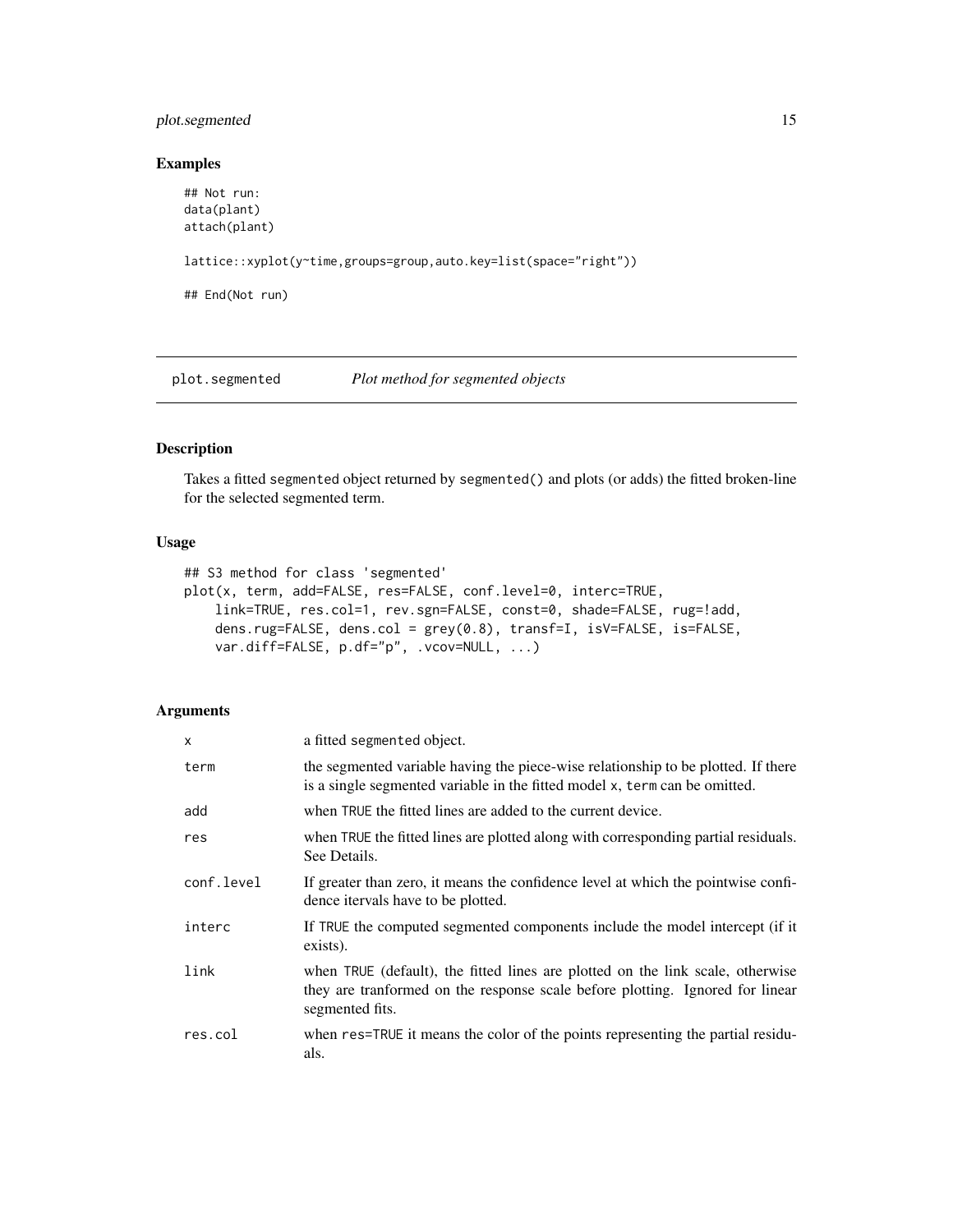## Examples

```
## Not run:
data(plant)
attach(plant)

lattice::xyplot(y~time,groups=group,auto.key=list(space="right"))

## End(Not run)
```

---

# plot.segmented    *Plot method for segmented objects*

---

## Description

Takes a fitted segmented object returned by segmented() and plots (or adds) the fitted broken-line for the selected segmented term.

## Usage

```
## S3 method for class 'segmented'
plot(x, term, add=FALSE, res=FALSE, conf.level=0, interc=TRUE,
    link=TRUE, res.col=1, rev.sgn=FALSE, const=0, shade=FALSE, rug=!add,
    dens.rug=FALSE, dens.col = grey(0.8), transf=I, isV=FALSE, is=FALSE,
    var.diff=FALSE, p.df="p", .vcov=NULL, ...)
```

## Arguments

| | |
|---|---|
| x | a fitted segmented object. |
| term | the segmented variable having the piece-wise relationship to be plotted. If there is a single segmented variable in the fitted model x, term can be omitted. |
| add | when TRUE the fitted lines are added to the current device. |
| res | when TRUE the fitted lines are plotted along with corresponding partial residuals. See Details. |
| conf.level | If greater than zero, it means the confidence level at which the pointwise confidence itervals have to be plotted. |
| interc | If TRUE the computed segmented components include the model intercept (if it exists). |
| link | when TRUE (default), the fitted lines are plotted on the link scale, otherwise they are tranformed on the response scale before plotting. Ignored for linear segmented fits. |
| res.col | when res=TRUE it means the color of the points representing the partial residuals. |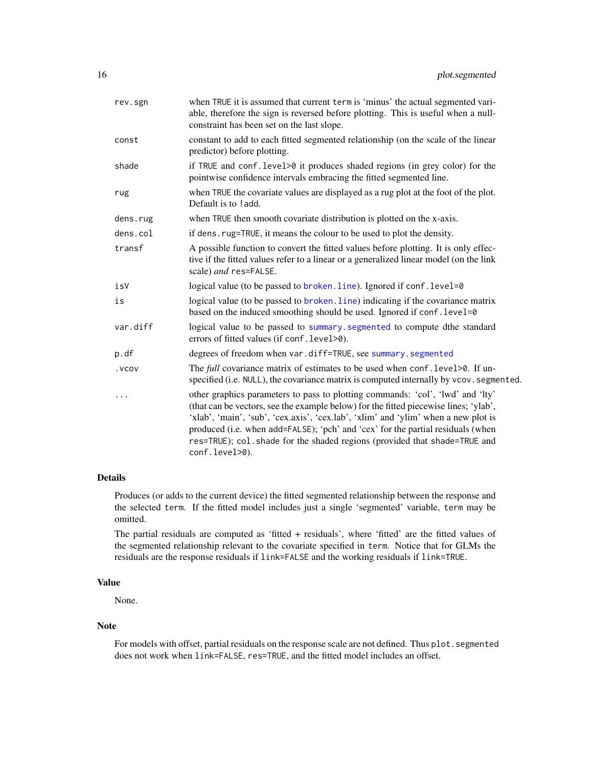| | |
|---|---|
| `rev.sgn` | when TRUE it is assumed that current `term` is 'minus' the actual segmented variable, therefore the sign is reversed before plotting. This is useful when a null-constraint has been set on the last slope. |
| `const` | constant to add to each fitted segmented relationship (on the scale of the linear predictor) before plotting. |
| `shade` | if TRUE and `conf.level>0` it produces shaded regions (in grey color) for the pointwise confidence intervals embracing the fitted segmented line. |
| `rug` | when TRUE the covariate values are displayed as a rug plot at the foot of the plot. Default is to `!add`. |
| `dens.rug` | when TRUE then smooth covariate distribution is plotted on the x-axis. |
| `dens.col` | if `dens.rug=TRUE`, it means the colour to be used to plot the density. |
| `transf` | A possible function to convert the fitted values before plotting. It is only effective if the fitted values refer to a linear or a generalized linear model (on the link scale) *and* `res=FALSE`. |
| `isV` | logical value (to be passed to `broken.line`). Ignored if `conf.level=0` |
| `is` | logical value (to be passed to `broken.line`) indicating if the covariance matrix based on the induced smoothing should be used. Ignored if `conf.level=0` |
| `var.diff` | logical value to be passed to `summary.segmented` to compute dthe standard errors of fitted values (if `conf.level>0`). |
| `p.df` | degrees of freedom when `var.diff=TRUE`, see `summary.segmented` |
| `.vcov` | The *full* covariance matrix of estimates to be used when `conf.level>0`. If unspecified (i.e. NULL), the covariance matrix is computed internally by `vcov.segmented`. |
| `...` | other graphics parameters to pass to plotting commands: 'col', 'lwd' and 'lty' (that can be vectors, see the example below) for the fitted piecewise lines; 'ylab', 'xlab', 'main', 'sub', 'cex.axis', 'cex.lab', 'xlim' and 'ylim' when a new plot is produced (i.e. when `add=FALSE`); 'pch' and 'cex' for the partial residuals (when `res=TRUE`); `col.shade` for the shaded regions (provided that `shade=TRUE` and `conf.level>0`). |

## Details

Produces (or adds to the current device) the fitted segmented relationship between the response and the selected `term`. If the fitted model includes just a single 'segmented' variable, `term` may be omitted.

The partial residuals are computed as 'fitted + residuals', where 'fitted' are the fitted values of the segmented relationship relevant to the covariate specified in `term`. Notice that for GLMs the residuals are the response residuals if `link=FALSE` and the working residuals if `link=TRUE`.

## Value

None.

## Note

For models with offset, partial residuals on the response scale are not defined. Thus `plot.segmented` does not work when `link=FALSE`, `res=TRUE`, and the fitted model includes an offset.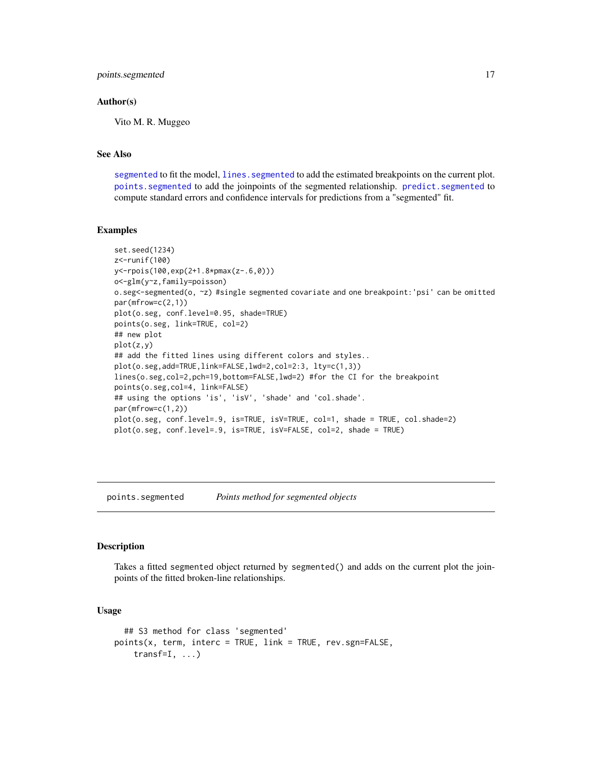### Author(s)

Vito M. R. Muggeo

### See Also

segmented to fit the model, lines.segmented to add the estimated breakpoints on the current plot. points.segmented to add the joinpoints of the segmented relationship. predict.segmented to compute standard errors and confidence intervals for predictions from a "segmented" fit.

### Examples

```
set.seed(1234)
z<-runif(100)
y<-rpois(100,exp(2+1.8*pmax(z-.6,0)))
o<-glm(y~z,family=poisson)
o.seg<-segmented(o, ~z) #single segmented covariate and one breakpoint:'psi' can be omitted
par(mfrow=c(2,1))
plot(o.seg, conf.level=0.95, shade=TRUE)
points(o.seg, link=TRUE, col=2)
## new plot
plot(z,y)
## add the fitted lines using different colors and styles..
plot(o.seg,add=TRUE,link=FALSE,lwd=2,col=2:3, lty=c(1,3))
lines(o.seg,col=2,pch=19,bottom=FALSE,lwd=2) #for the CI for the breakpoint
points(o.seg,col=4, link=FALSE)
## using the options 'is', 'isV', 'shade' and 'col.shade'.
par(mfrow=c(1,2))
plot(o.seg, conf.level=.9, is=TRUE, isV=TRUE, col=1, shade = TRUE, col.shade=2)
plot(o.seg, conf.level=.9, is=TRUE, isV=FALSE, col=2, shade = TRUE)
```

---

## points.segmented — *Points method for segmented objects*

### Description

Takes a fitted segmented object returned by segmented() and adds on the current plot the joinpoints of the fitted broken-line relationships.

### Usage

```
  ## S3 method for class 'segmented'
points(x, term, interc = TRUE, link = TRUE, rev.sgn=FALSE,
    transf=I, ...)
```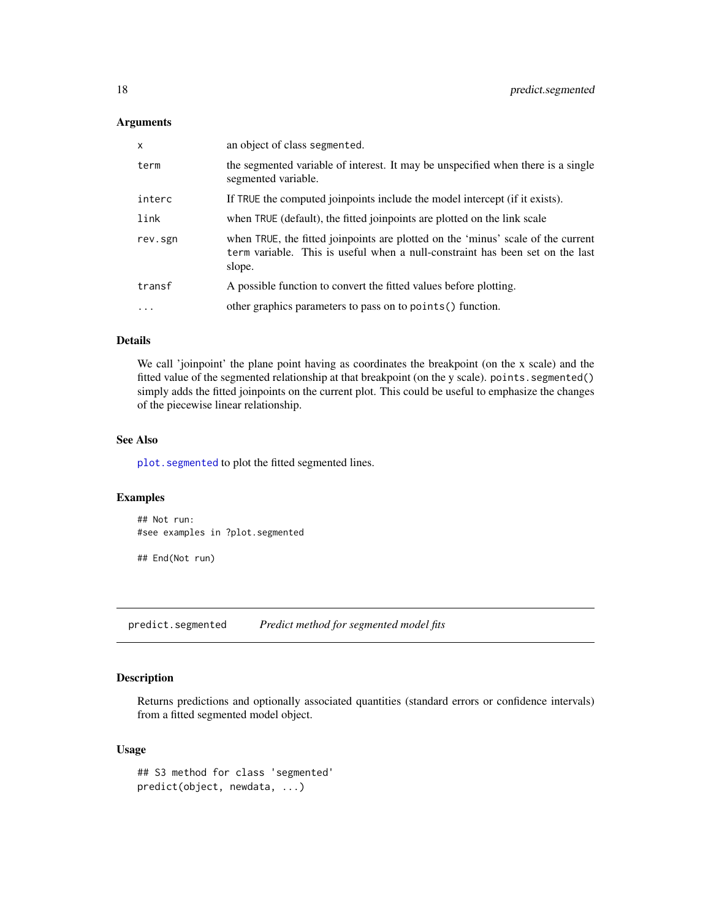### Arguments

| | |
|---|---|
| x | an object of class segmented. |
| term | the segmented variable of interest. It may be unspecified when there is a single segmented variable. |
| interc | If TRUE the computed joinpoints include the model intercept (if it exists). |
| link | when TRUE (default), the fitted joinpoints are plotted on the link scale |
| rev.sgn | when TRUE, the fitted joinpoints are plotted on the 'minus' scale of the current term variable. This is useful when a null-constraint has been set on the last slope. |
| transf | A possible function to convert the fitted values before plotting. |
| ... | other graphics parameters to pass on to points() function. |

### Details

We call 'joinpoint' the plane point having as coordinates the breakpoint (on the x scale) and the fitted value of the segmented relationship at that breakpoint (on the y scale). points.segmented() simply adds the fitted joinpoints on the current plot. This could be useful to emphasize the changes of the piecewise linear relationship.

### See Also

plot.segmented to plot the fitted segmented lines.

### Examples

```
## Not run:
#see examples in ?plot.segmented

## End(Not run)
```

## predict.segmented *Predict method for segmented model fits*

### Description

Returns predictions and optionally associated quantities (standard errors or confidence intervals) from a fitted segmented model object.

### Usage

```
## S3 method for class 'segmented'
predict(object, newdata, ...)
```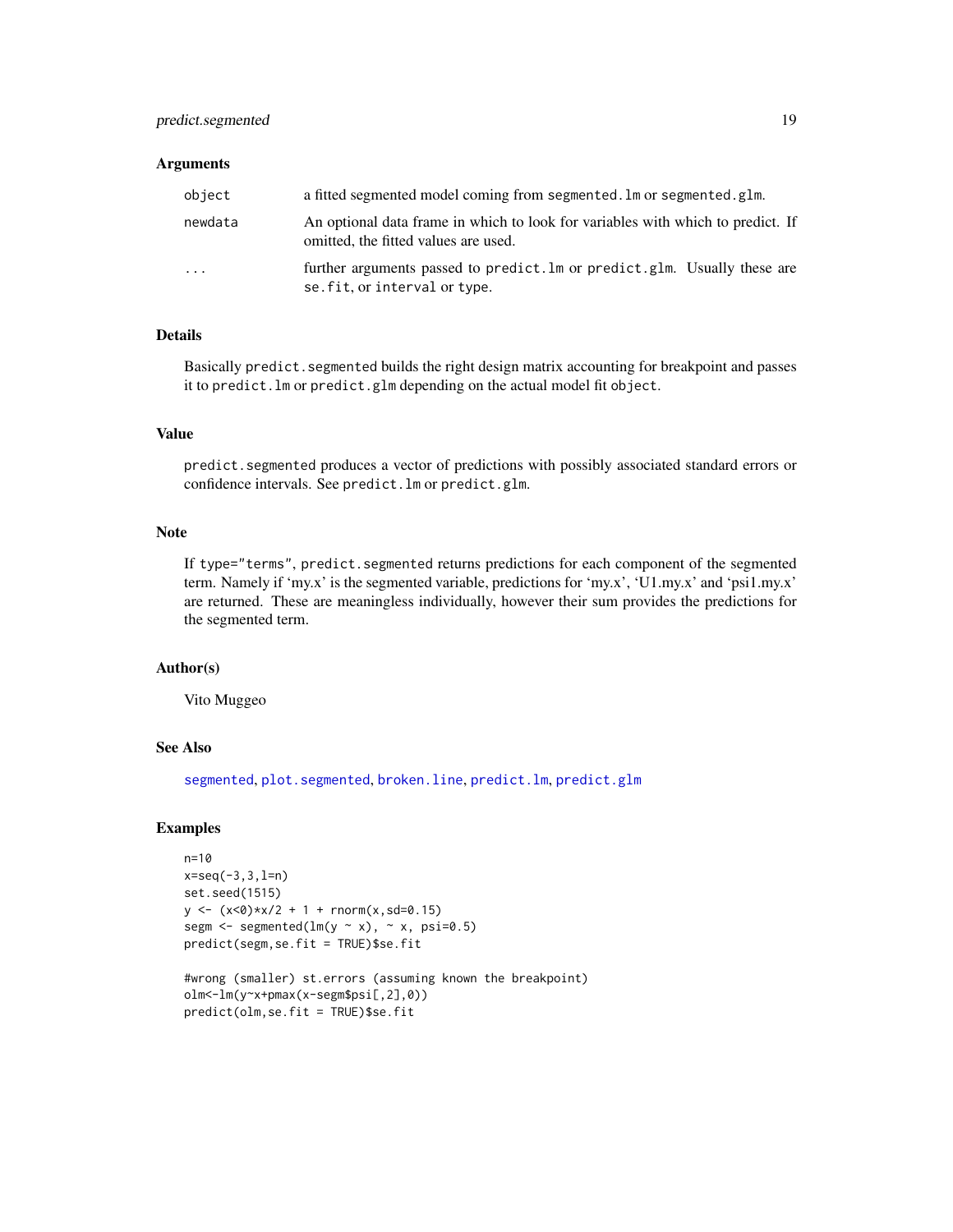### Arguments

| | |
|---|---|
| `object` | a fitted segmented model coming from `segmented.lm` or `segmented.glm`. |
| `newdata` | An optional data frame in which to look for variables with which to predict. If omitted, the fitted values are used. |
| `...` | further arguments passed to `predict.lm` or `predict.glm`. Usually these are `se.fit`, or `interval` or `type`. |

### Details

Basically `predict.segmented` builds the right design matrix accounting for breakpoint and passes it to `predict.lm` or `predict.glm` depending on the actual model fit `object`.

### Value

`predict.segmented` produces a vector of predictions with possibly associated standard errors or confidence intervals. See `predict.lm` or `predict.glm`.

### Note

If `type="terms"`, `predict.segmented` returns predictions for each component of the segmented term. Namely if 'my.x' is the segmented variable, predictions for 'my.x', 'U1.my.x' and 'psi1.my.x' are returned. These are meaningless individually, however their sum provides the predictions for the segmented term.

### Author(s)

Vito Muggeo

### See Also

`segmented`, `plot.segmented`, `broken.line`, `predict.lm`, `predict.glm`

### Examples

```
n=10
x=seq(-3,3,l=n)
set.seed(1515)
y <- (x<0)*x/2 + 1 + rnorm(x,sd=0.15)
segm <- segmented(lm(y ~ x), ~ x, psi=0.5)
predict(segm,se.fit = TRUE)$se.fit

#wrong (smaller) st.errors (assuming known the breakpoint)
olm<-lm(y~x+pmax(x-segm$psi[,2],0))
predict(olm,se.fit = TRUE)$se.fit
```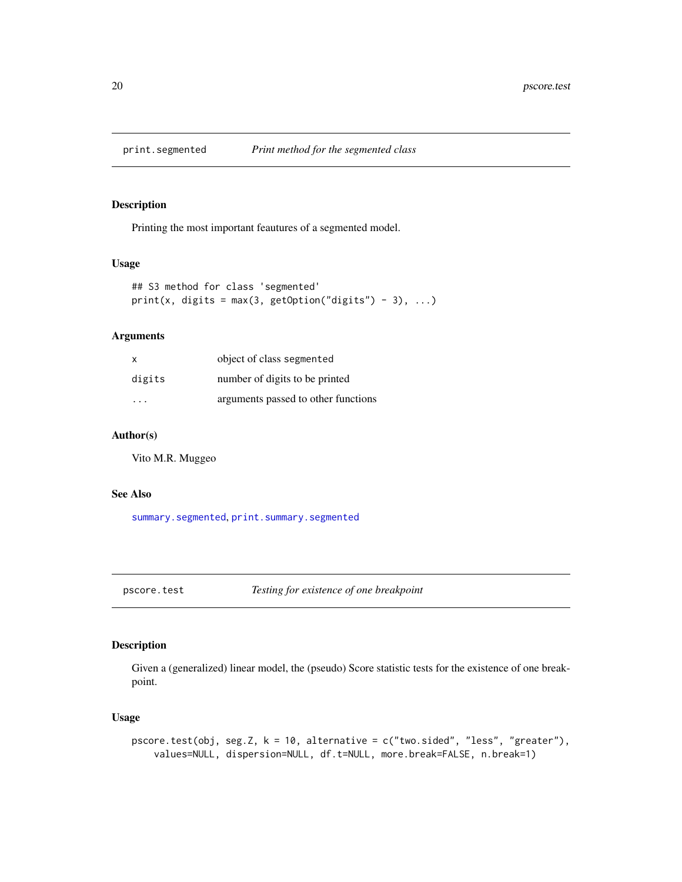## print.segmented — *Print method for the segmented class*

### Description

Printing the most important feautures of a segmented model.

### Usage

```
## S3 method for class 'segmented'
print(x, digits = max(3, getOption("digits") - 3), ...)
```

### Arguments

| | |
|---|---|
| x | object of class segmented |
| digits | number of digits to be printed |
| ... | arguments passed to other functions |

### Author(s)

Vito M.R. Muggeo

### See Also

summary.segmented, print.summary.segmented

## pscore.test — *Testing for existence of one breakpoint*

### Description

Given a (generalized) linear model, the (pseudo) Score statistic tests for the existence of one breakpoint.

### Usage

```
pscore.test(obj, seg.Z, k = 10, alternative = c("two.sided", "less", "greater"),
    values=NULL, dispersion=NULL, df.t=NULL, more.break=FALSE, n.break=1)
```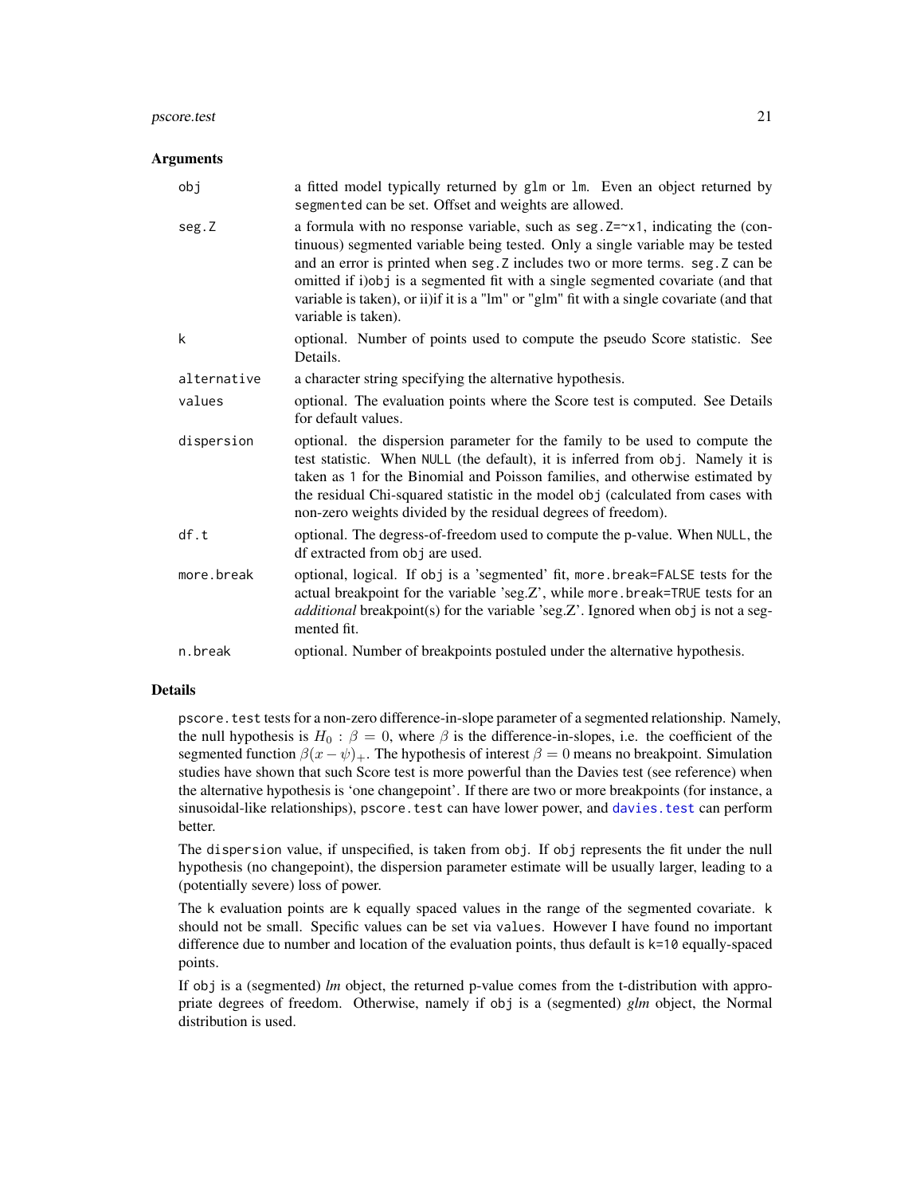## Arguments

| | |
|---|---|
| `obj` | a fitted model typically returned by `glm` or `lm`. Even an object returned by `segmented` can be set. Offset and weights are allowed. |
| `seg.Z` | a formula with no response variable, such as `seg.Z=~x1`, indicating the (continuous) segmented variable being tested. Only a single variable may be tested and an error is printed when `seg.Z` includes two or more terms. `seg.Z` can be omitted if i)obj is a segmented fit with a single segmented covariate (and that variable is taken), or ii)if it is a "lm" or "glm" fit with a single covariate (and that variable is taken). |
| `k` | optional. Number of points used to compute the pseudo Score statistic. See Details. |
| `alternative` | a character string specifying the alternative hypothesis. |
| `values` | optional. The evaluation points where the Score test is computed. See Details for default values. |
| `dispersion` | optional. the dispersion parameter for the family to be used to compute the test statistic. When `NULL` (the default), it is inferred from `obj`. Namely it is taken as `1` for the Binomial and Poisson families, and otherwise estimated by the residual Chi-squared statistic in the model `obj` (calculated from cases with non-zero weights divided by the residual degrees of freedom). |
| `df.t` | optional. The degress-of-freedom used to compute the p-value. When `NULL`, the df extracted from `obj` are used. |
| `more.break` | optional, logical. If `obj` is a 'segmented' fit, `more.break=FALSE` tests for the actual breakpoint for the variable 'seg.Z', while `more.break=TRUE` tests for an *additional* breakpoint(s) for the variable 'seg.Z'. Ignored when `obj` is not a segmented fit. |
| `n.break` | optional. Number of breakpoints postuled under the alternative hypothesis. |

## Details

`pscore.test` tests for a non-zero difference-in-slope parameter of a segmented relationship. Namely, the null hypothesis is $H_0 : \beta = 0$, where $\beta$ is the difference-in-slopes, i.e. the coefficient of the segmented function $\beta(x - \psi)_+$. The hypothesis of interest $\beta = 0$ means no breakpoint. Simulation studies have shown that such Score test is more powerful than the Davies test (see reference) when the alternative hypothesis is 'one changepoint'. If there are two or more breakpoints (for instance, a sinusoidal-like relationships), `pscore.test` can have lower power, and `davies.test` can perform better.

The `dispersion` value, if unspecified, is taken from `obj`. If `obj` represents the fit under the null hypothesis (no changepoint), the dispersion parameter estimate will be usually larger, leading to a (potentially severe) loss of power.

The `k` evaluation points are `k` equally spaced values in the range of the segmented covariate. `k` should not be small. Specific values can be set via `values`. However I have found no important difference due to number and location of the evaluation points, thus default is `k=10` equally-spaced points.

If `obj` is a (segmented) *lm* object, the returned p-value comes from the t-distribution with appropriate degrees of freedom. Otherwise, namely if `obj` is a (segmented) *glm* object, the Normal distribution is used.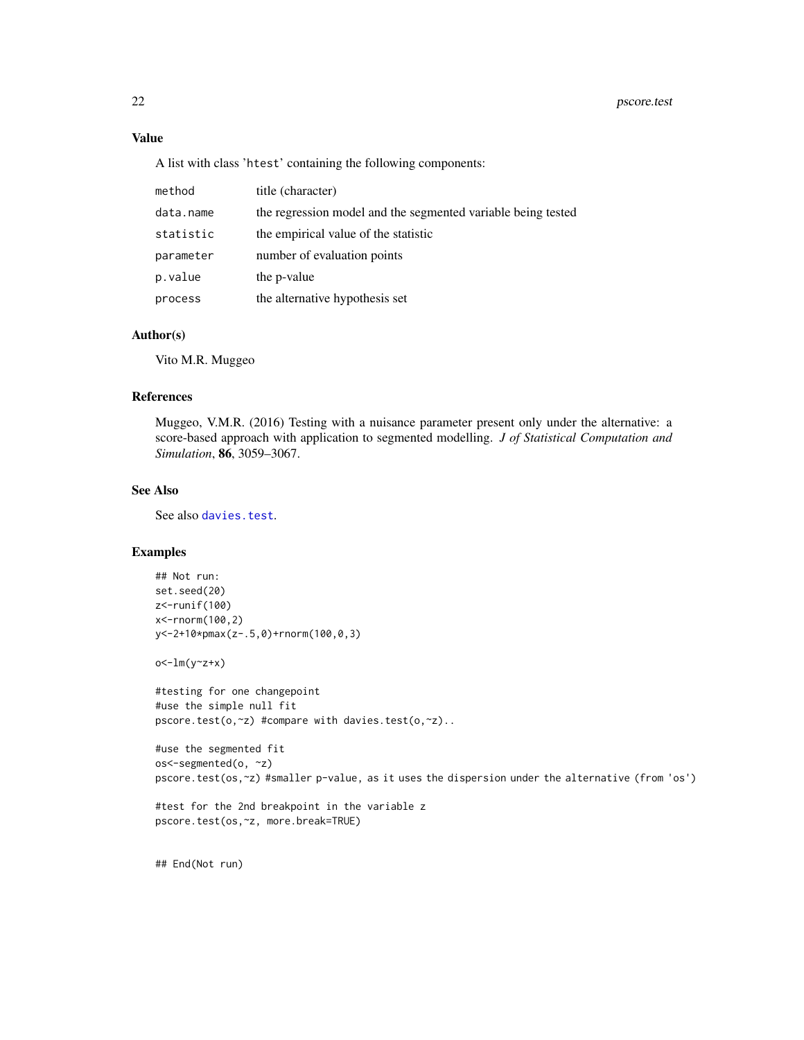### Value

A list with class 'htest' containing the following components:

| | |
|---|---|
| method | title (character) |
| data.name | the regression model and the segmented variable being tested |
| statistic | the empirical value of the statistic |
| parameter | number of evaluation points |
| p.value | the p-value |
| process | the alternative hypothesis set |

### Author(s)

Vito M.R. Muggeo

### References

Muggeo, V.M.R. (2016) Testing with a nuisance parameter present only under the alternative: a score-based approach with application to segmented modelling. *J of Statistical Computation and Simulation*, **86**, 3059–3067.

### See Also

See also davies.test.

### Examples

```
## Not run:
set.seed(20)
z<-runif(100)
x<-rnorm(100,2)
y<-2+10*pmax(z-.5,0)+rnorm(100,0,3)

o<-lm(y~z+x)

#testing for one changepoint
#use the simple null fit
pscore.test(o,~z) #compare with davies.test(o,~z)..

#use the segmented fit
os<-segmented(o, ~z)
pscore.test(os,~z) #smaller p-value, as it uses the dispersion under the alternative (from 'os')

#test for the 2nd breakpoint in the variable z
pscore.test(os,~z, more.break=TRUE)


## End(Not run)
```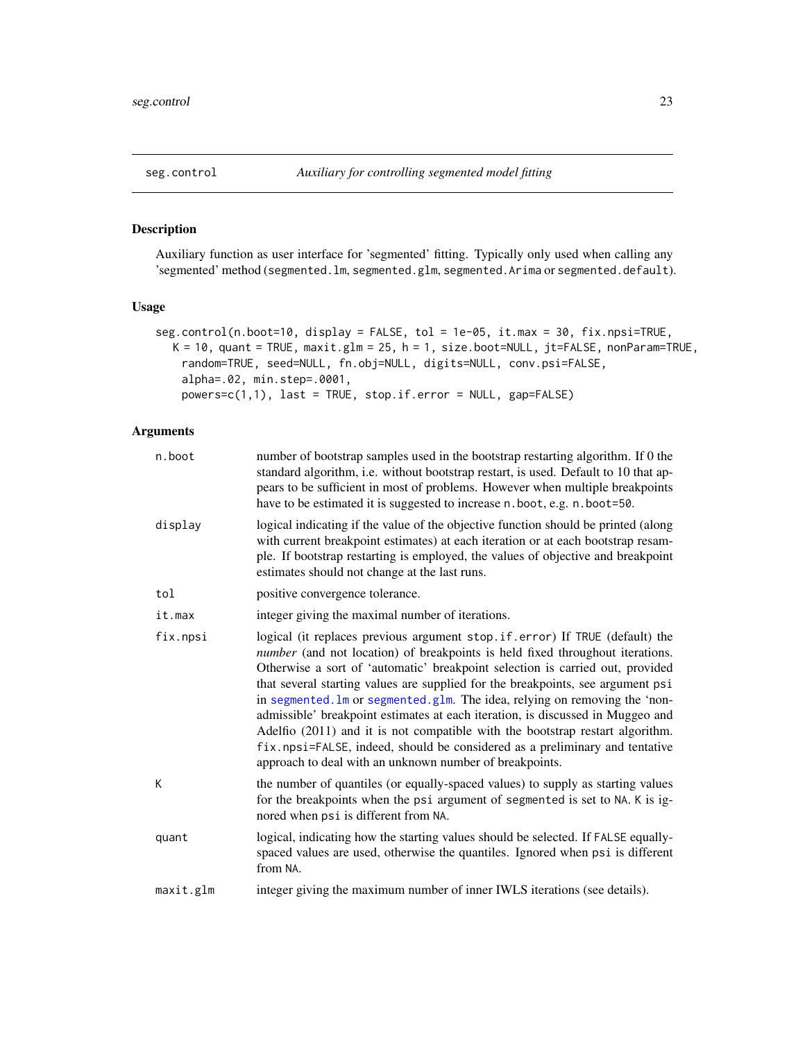## seg.control — *Auxiliary for controlling segmented model fitting*

### Description

Auxiliary function as user interface for 'segmented' fitting. Typically only used when calling any 'segmented' method (`segmented.lm`, `segmented.glm`, `segmented.Arima` or `segmented.default`).

### Usage

```
seg.control(n.boot=10, display = FALSE, tol = 1e-05, it.max = 30, fix.npsi=TRUE,
   K = 10, quant = TRUE, maxit.glm = 25, h = 1, size.boot=NULL, jt=FALSE, nonParam=TRUE,
    random=TRUE, seed=NULL, fn.obj=NULL, digits=NULL, conv.psi=FALSE,
    alpha=.02, min.step=.0001,
    powers=c(1,1), last = TRUE, stop.if.error = NULL, gap=FALSE)
```

### Arguments

| | |
|---|---|
| `n.boot` | number of bootstrap samples used in the bootstrap restarting algorithm. If 0 the standard algorithm, i.e. without bootstrap restart, is used. Default to 10 that appears to be sufficient in most of problems. However when multiple breakpoints have to be estimated it is suggested to increase `n.boot`, e.g. `n.boot=50`. |
| `display` | logical indicating if the value of the objective function should be printed (along with current breakpoint estimates) at each iteration or at each bootstrap resample. If bootstrap restarting is employed, the values of objective and breakpoint estimates should not change at the last runs. |
| `tol` | positive convergence tolerance. |
| `it.max` | integer giving the maximal number of iterations. |
| `fix.npsi` | logical (it replaces previous argument `stop.if.error`) If `TRUE` (default) the *number* (and not location) of breakpoints is held fixed throughout iterations. Otherwise a sort of 'automatic' breakpoint selection is carried out, provided that several starting values are supplied for the breakpoints, see argument `psi` in `segmented.lm` or `segmented.glm`. The idea, relying on removing the 'non-admissible' breakpoint estimates at each iteration, is discussed in Muggeo and Adelfio (2011) and it is not compatible with the bootstrap restart algorithm. `fix.npsi=FALSE`, indeed, should be considered as a preliminary and tentative approach to deal with an unknown number of breakpoints. |
| `K` | the number of quantiles (or equally-spaced values) to supply as starting values for the breakpoints when the `psi` argument of `segmented` is set to `NA`. `K` is ignored when `psi` is different from `NA`. |
| `quant` | logical, indicating how the starting values should be selected. If `FALSE` equally-spaced values are used, otherwise the quantiles. Ignored when `psi` is different from `NA`. |
| `maxit.glm` | integer giving the maximum number of inner IWLS iterations (see details). |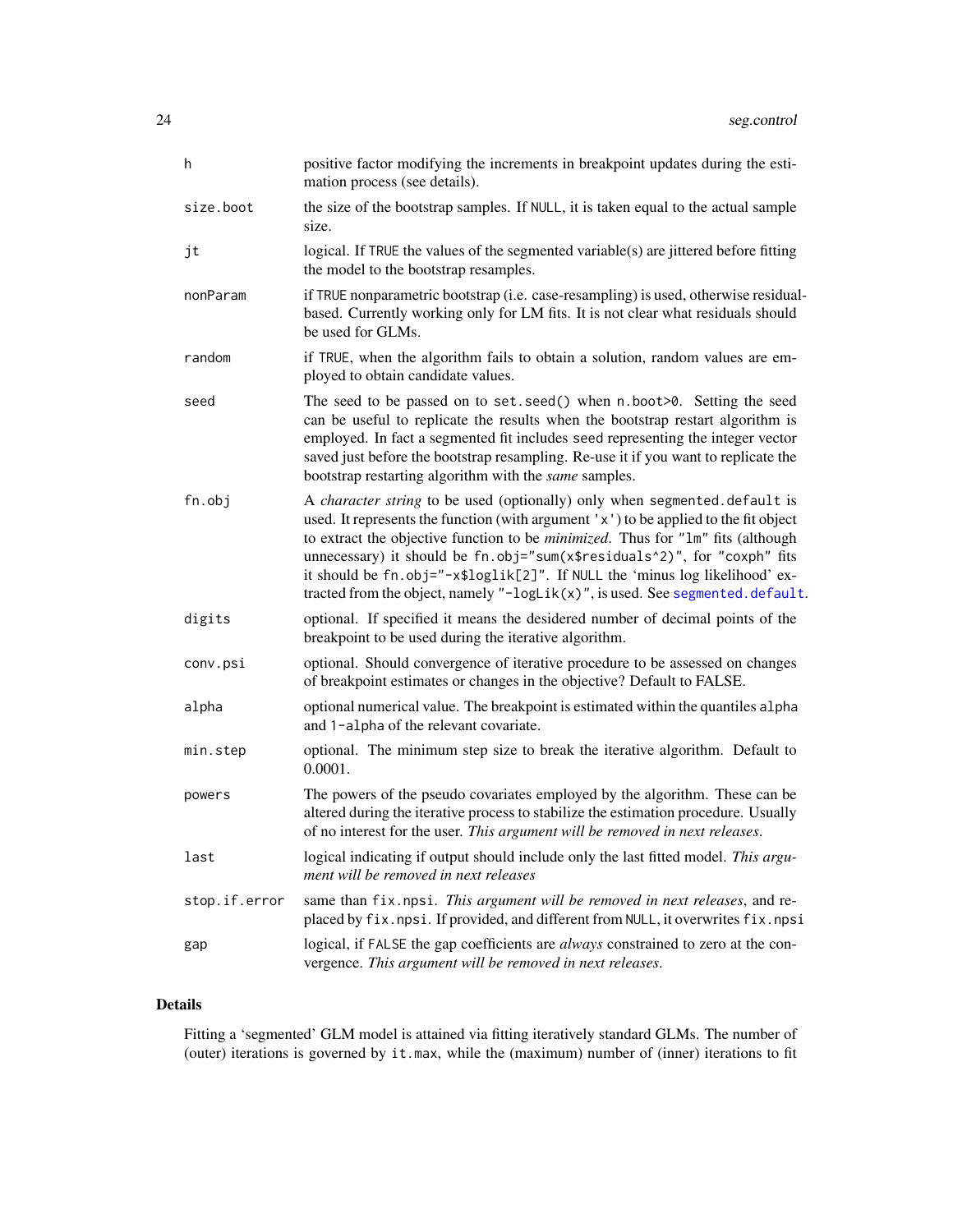| | |
|---|---|
| `h` | positive factor modifying the increments in breakpoint updates during the estimation process (see details). |
| `size.boot` | the size of the bootstrap samples. If `NULL`, it is taken equal to the actual sample size. |
| `jt` | logical. If `TRUE` the values of the segmented variable(s) are jittered before fitting the model to the bootstrap resamples. |
| `nonParam` | if `TRUE` nonparametric bootstrap (i.e. case-resampling) is used, otherwise residual-based. Currently working only for LM fits. It is not clear what residuals should be used for GLMs. |
| `random` | if `TRUE`, when the algorithm fails to obtain a solution, random values are employed to obtain candidate values. |
| `seed` | The seed to be passed on to `set.seed()` when `n.boot>0`. Setting the seed can be useful to replicate the results when the bootstrap restart algorithm is employed. In fact a segmented fit includes `seed` representing the integer vector saved just before the bootstrap resampling. Re-use it if you want to replicate the bootstrap restarting algorithm with the *same* samples. |
| `fn.obj` | A *character string* to be used (optionally) only when `segmented.default` is used. It represents the function (with argument `'x'`) to be applied to the fit object to extract the objective function to be *minimized*. Thus for `"lm"` fits (although unnecessary) it should be `fn.obj="sum(x$residuals^2)"`, for `"coxph"` fits it should be `fn.obj="-x$loglik[2]"`. If `NULL` the 'minus log likelihood' extracted from the object, namely `"-logLik(x)"`, is used. See `segmented.default`. |
| `digits` | optional. If specified it means the desidered number of decimal points of the breakpoint to be used during the iterative algorithm. |
| `conv.psi` | optional. Should convergence of iterative procedure to be assessed on changes of breakpoint estimates or changes in the objective? Default to FALSE. |
| `alpha` | optional numerical value. The breakpoint is estimated within the quantiles `alpha` and `1-alpha` of the relevant covariate. |
| `min.step` | optional. The minimum step size to break the iterative algorithm. Default to 0.0001. |
| `powers` | The powers of the pseudo covariates employed by the algorithm. These can be altered during the iterative process to stabilize the estimation procedure. Usually of no interest for the user. *This argument will be removed in next releases.* |
| `last` | logical indicating if output should include only the last fitted model. *This argument will be removed in next releases* |
| `stop.if.error` | same than `fix.npsi`. *This argument will be removed in next releases*, and replaced by `fix.npsi`. If provided, and different from `NULL`, it overwrites `fix.npsi` |
| `gap` | logical, if `FALSE` the gap coefficients are *always* constrained to zero at the convergence. *This argument will be removed in next releases.* |

## Details

Fitting a 'segmented' GLM model is attained via fitting iteratively standard GLMs. The number of (outer) iterations is governed by `it.max`, while the (maximum) number of (inner) iterations to fit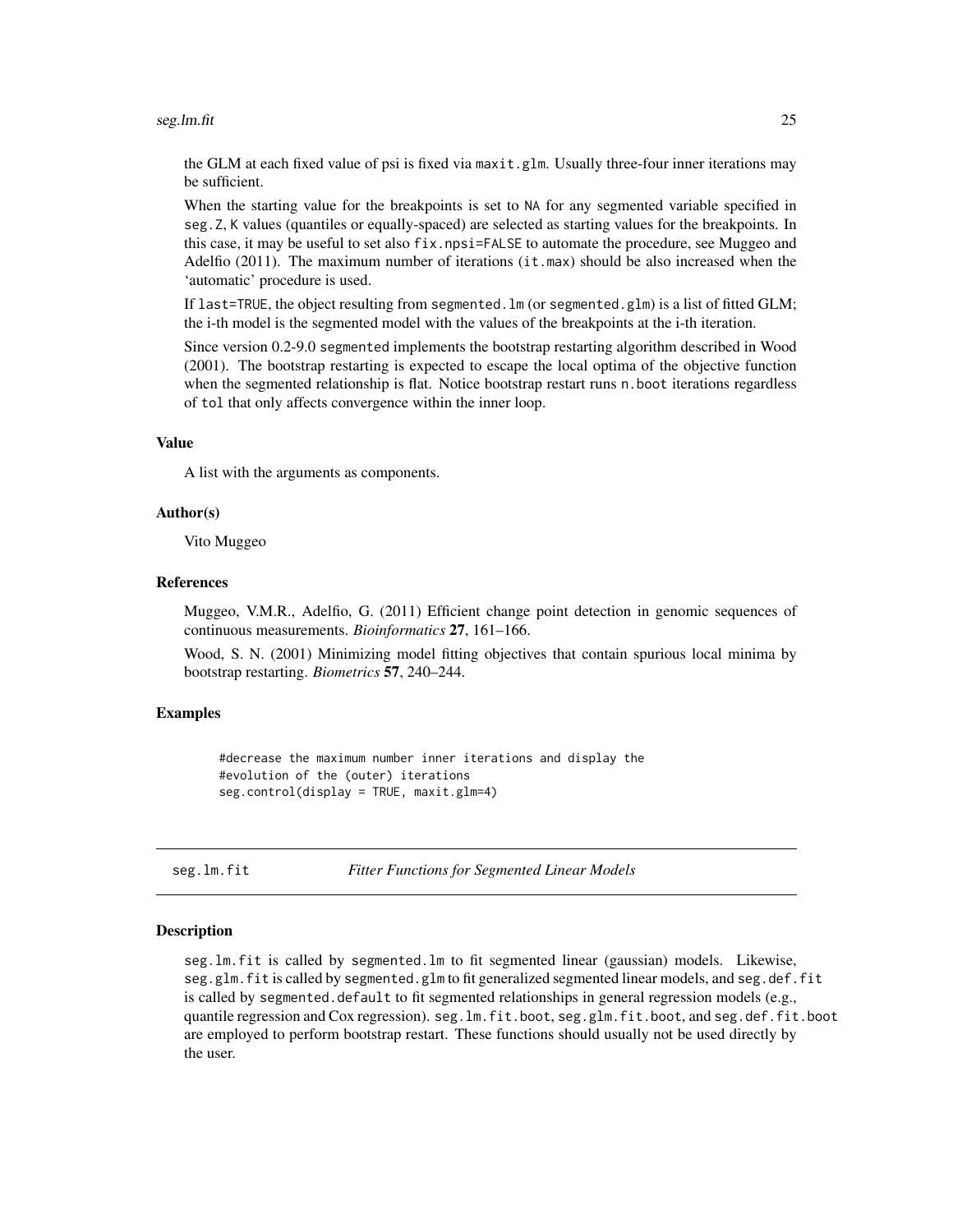the GLM at each fixed value of psi is fixed via `maxit.glm`. Usually three-four inner iterations may be sufficient.

When the starting value for the breakpoints is set to `NA` for any segmented variable specified in `seg.Z`, `K` values (quantiles or equally-spaced) are selected as starting values for the breakpoints. In this case, it may be useful to set also `fix.npsi=FALSE` to automate the procedure, see Muggeo and Adelfio (2011). The maximum number of iterations (`it.max`) should be also increased when the 'automatic' procedure is used.

If `last=TRUE`, the object resulting from `segmented.lm` (or `segmented.glm`) is a list of fitted GLM; the i-th model is the segmented model with the values of the breakpoints at the i-th iteration.

Since version 0.2-9.0 `segmented` implements the bootstrap restarting algorithm described in Wood (2001). The bootstrap restarting is expected to escape the local optima of the objective function when the segmented relationship is flat. Notice bootstrap restart runs `n.boot` iterations regardless of `tol` that only affects convergence within the inner loop.

### Value

A list with the arguments as components.

### Author(s)

Vito Muggeo

### References

Muggeo, V.M.R., Adelfio, G. (2011) Efficient change point detection in genomic sequences of continuous measurements. *Bioinformatics* **27**, 161–166.

Wood, S. N. (2001) Minimizing model fitting objectives that contain spurious local minima by bootstrap restarting. *Biometrics* **57**, 240–244.

### Examples

```
#decrease the maximum number inner iterations and display the
#evolution of the (outer) iterations
seg.control(display = TRUE, maxit.glm=4)
```

---

## seg.lm.fit — *Fitter Functions for Segmented Linear Models*

### Description

`seg.lm.fit` is called by `segmented.lm` to fit segmented linear (gaussian) models. Likewise, `seg.glm.fit` is called by `segmented.glm` to fit generalized segmented linear models, and `seg.def.fit` is called by `segmented.default` to fit segmented relationships in general regression models (e.g., quantile regression and Cox regression). `seg.lm.fit.boot`, `seg.glm.fit.boot`, and `seg.def.fit.boot` are employed to perform bootstrap restart. These functions should usually not be used directly by the user.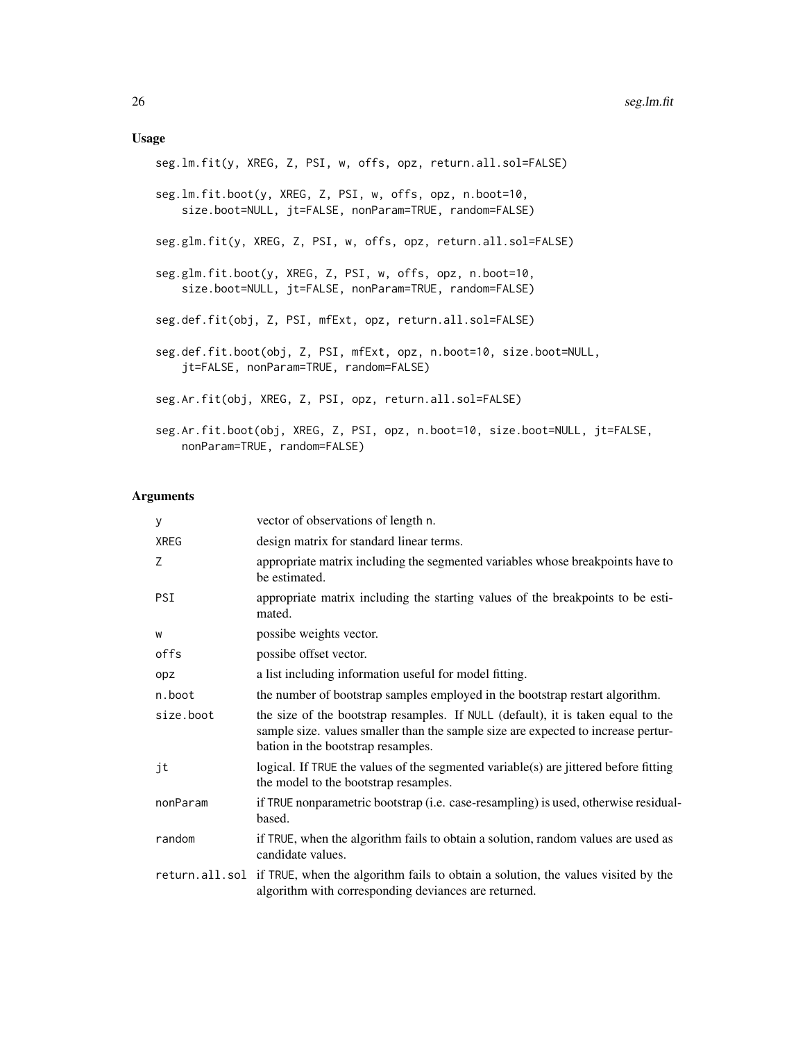## Usage

```
seg.lm.fit(y, XREG, Z, PSI, w, offs, opz, return.all.sol=FALSE)

seg.lm.fit.boot(y, XREG, Z, PSI, w, offs, opz, n.boot=10,
    size.boot=NULL, jt=FALSE, nonParam=TRUE, random=FALSE)

seg.glm.fit(y, XREG, Z, PSI, w, offs, opz, return.all.sol=FALSE)

seg.glm.fit.boot(y, XREG, Z, PSI, w, offs, opz, n.boot=10,
    size.boot=NULL, jt=FALSE, nonParam=TRUE, random=FALSE)

seg.def.fit(obj, Z, PSI, mfExt, opz, return.all.sol=FALSE)

seg.def.fit.boot(obj, Z, PSI, mfExt, opz, n.boot=10, size.boot=NULL,
    jt=FALSE, nonParam=TRUE, random=FALSE)

seg.Ar.fit(obj, XREG, Z, PSI, opz, return.all.sol=FALSE)

seg.Ar.fit.boot(obj, XREG, Z, PSI, opz, n.boot=10, size.boot=NULL, jt=FALSE,
    nonParam=TRUE, random=FALSE)
```

## Arguments

| | |
|---|---|
| y | vector of observations of length n. |
| XREG | design matrix for standard linear terms. |
| Z | appropriate matrix including the segmented variables whose breakpoints have to be estimated. |
| PSI | appropriate matrix including the starting values of the breakpoints to be estimated. |
| w | possibe weights vector. |
| offs | possibe offset vector. |
| opz | a list including information useful for model fitting. |
| n.boot | the number of bootstrap samples employed in the bootstrap restart algorithm. |
| size.boot | the size of the bootstrap resamples. If NULL (default), it is taken equal to the sample size. values smaller than the sample size are expected to increase perturbation in the bootstrap resamples. |
| jt | logical. If TRUE the values of the segmented variable(s) are jittered before fitting the model to the bootstrap resamples. |
| nonParam | if TRUE nonparametric bootstrap (i.e. case-resampling) is used, otherwise residual-based. |
| random | if TRUE, when the algorithm fails to obtain a solution, random values are used as candidate values. |
| return.all.sol | if TRUE, when the algorithm fails to obtain a solution, the values visited by the algorithm with corresponding deviances are returned. |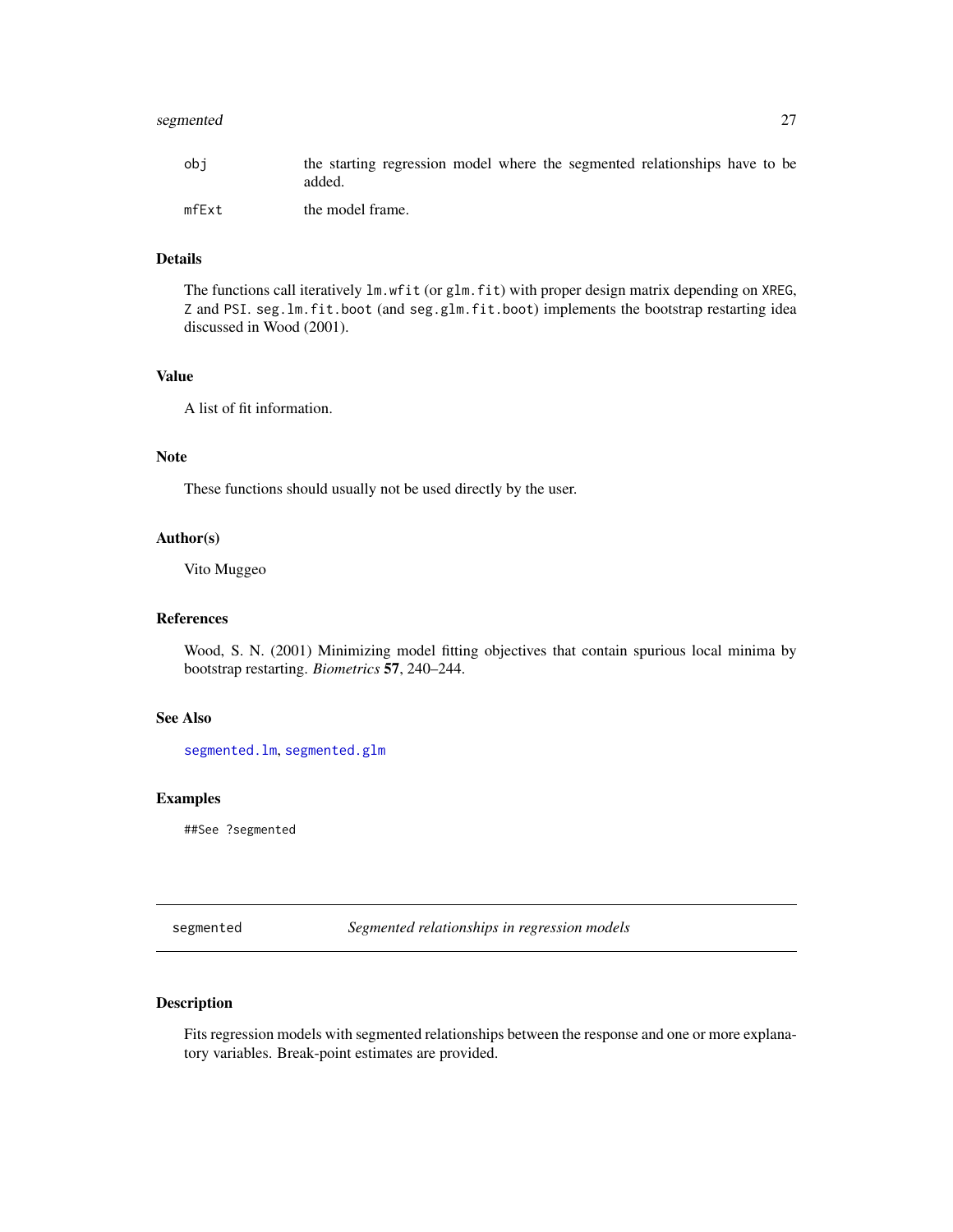| | |
|---|---|
| `obj` | the starting regression model where the segmented relationships have to be added. |
| `mfExt` | the model frame. |

### Details

The functions call iteratively `lm.wfit` (or `glm.fit`) with proper design matrix depending on `XREG`, `Z` and `PSI`. `seg.lm.fit.boot` (and `seg.glm.fit.boot`) implements the bootstrap restarting idea discussed in Wood (2001).

### Value

A list of fit information.

### Note

These functions should usually not be used directly by the user.

### Author(s)

Vito Muggeo

### References

Wood, S. N. (2001) Minimizing model fitting objectives that contain spurious local minima by bootstrap restarting. *Biometrics* **57**, 240–244.

### See Also

`segmented.lm`, `segmented.glm`

### Examples

```
##See ?segmented
```

---

## segmented — *Segmented relationships in regression models*

### Description

Fits regression models with segmented relationships between the response and one or more explanatory variables. Break-point estimates are provided.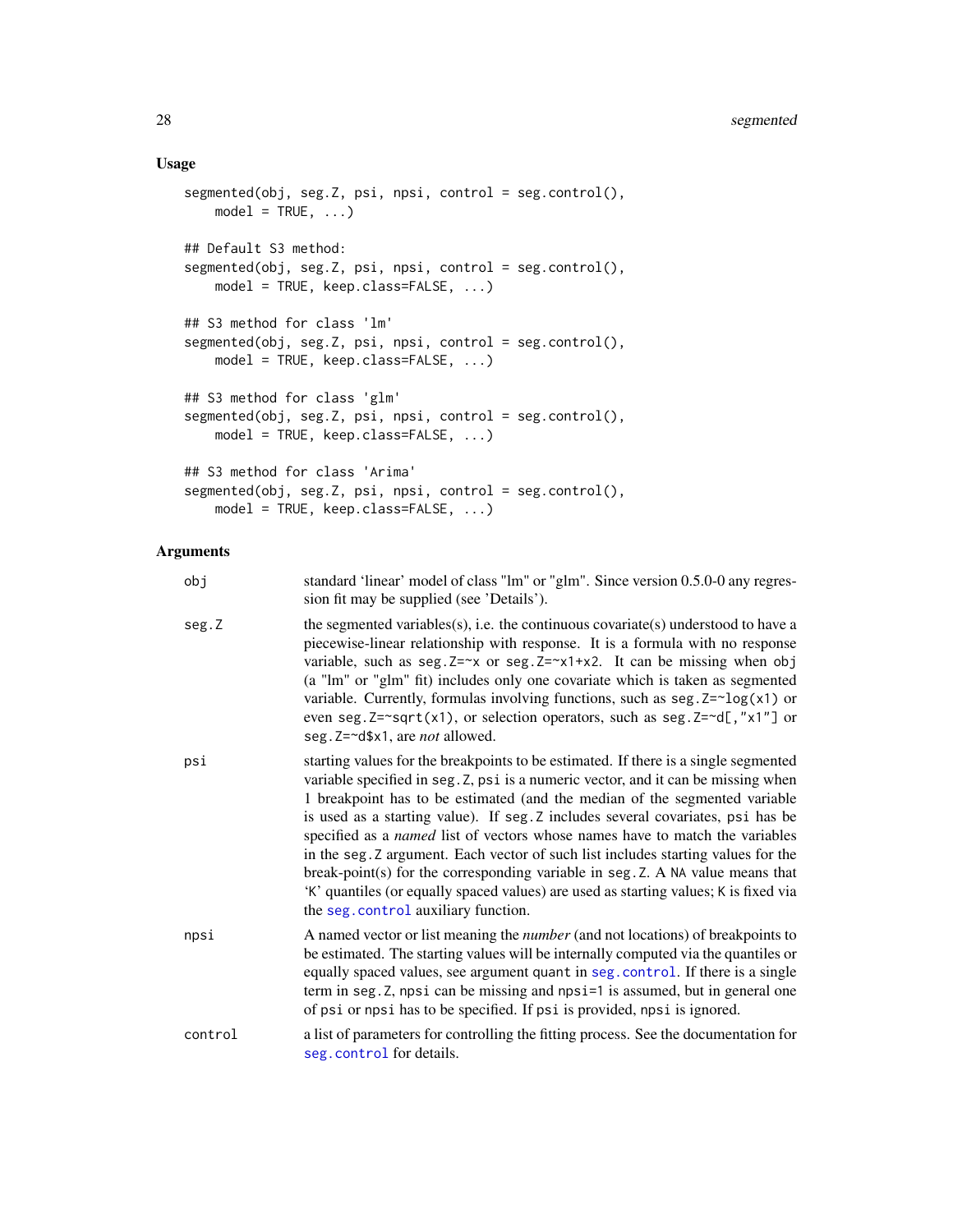### Usage

```
segmented(obj, seg.Z, psi, npsi, control = seg.control(),
    model = TRUE, ...)

## Default S3 method:
segmented(obj, seg.Z, psi, npsi, control = seg.control(),
    model = TRUE, keep.class=FALSE, ...)

## S3 method for class 'lm'
segmented(obj, seg.Z, psi, npsi, control = seg.control(),
    model = TRUE, keep.class=FALSE, ...)

## S3 method for class 'glm'
segmented(obj, seg.Z, psi, npsi, control = seg.control(),
    model = TRUE, keep.class=FALSE, ...)

## S3 method for class 'Arima'
segmented(obj, seg.Z, psi, npsi, control = seg.control(),
    model = TRUE, keep.class=FALSE, ...)
```

### Arguments

| | |
|---|---|
| `obj` | standard 'linear' model of class "lm" or "glm". Since version 0.5.0-0 any regression fit may be supplied (see 'Details'). |
| `seg.Z` | the segmented variables(s), i.e. the continuous covariate(s) understood to have a piecewise-linear relationship with response. It is a formula with no response variable, such as `seg.Z=~x` or `seg.Z=~x1+x2`. It can be missing when `obj` (a "lm" or "glm" fit) includes only one covariate which is taken as segmented variable. Currently, formulas involving functions, such as `seg.Z=~log(x1)` or even `seg.Z=~sqrt(x1)`, or selection operators, such as `seg.Z=~d[,"x1"]` or `seg.Z=~d$x1`, are *not* allowed. |
| `psi` | starting values for the breakpoints to be estimated. If there is a single segmented variable specified in `seg.Z`, `psi` is a numeric vector, and it can be missing when 1 breakpoint has to be estimated (and the median of the segmented variable is used as a starting value). If `seg.Z` includes several covariates, `psi` has be specified as a *named* list of vectors whose names have to match the variables in the `seg.Z` argument. Each vector of such list includes starting values for the break-point(s) for the corresponding variable in `seg.Z`. A `NA` value means that 'K' quantiles (or equally spaced values) are used as starting values; `K` is fixed via the `seg.control` auxiliary function. |
| `npsi` | A named vector or list meaning the *number* (and not locations) of breakpoints to be estimated. The starting values will be internally computed via the quantiles or equally spaced values, see argument `quant` in `seg.control`. If there is a single term in `seg.Z`, `npsi` can be missing and `npsi=1` is assumed, but in general one of `psi` or `npsi` has to be specified. If `psi` is provided, `npsi` is ignored. |
| `control` | a list of parameters for controlling the fitting process. See the documentation for `seg.control` for details. |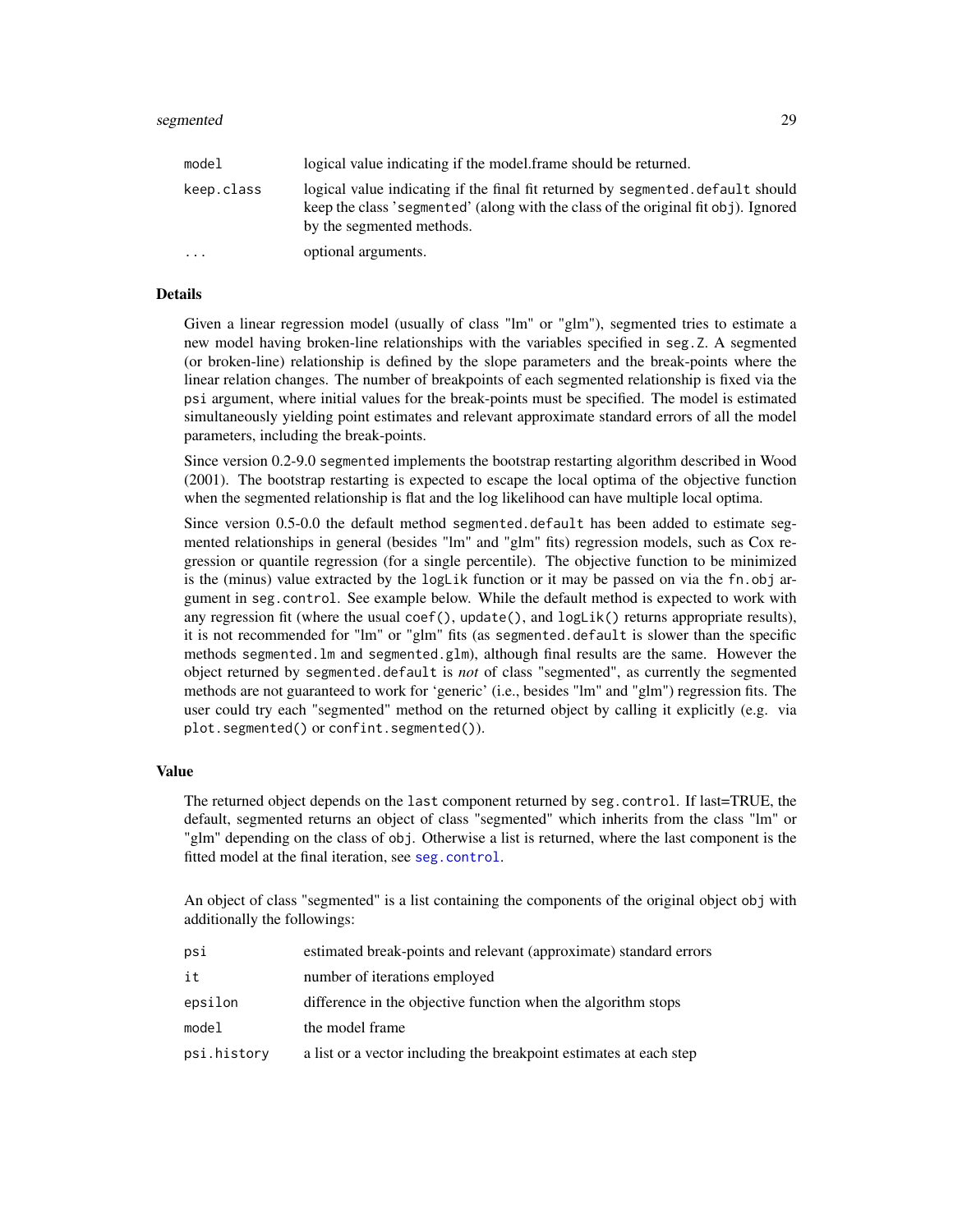| | |
|---|---|
| `model` | logical value indicating if the model.frame should be returned. |
| `keep.class` | logical value indicating if the final fit returned by `segmented.default` should keep the class '`segmented`' (along with the class of the original fit `obj`). Ignored by the segmented methods. |
| `...` | optional arguments. |

## Details

Given a linear regression model (usually of class "lm" or "glm"), segmented tries to estimate a new model having broken-line relationships with the variables specified in `seg.Z`. A segmented (or broken-line) relationship is defined by the slope parameters and the break-points where the linear relation changes. The number of breakpoints of each segmented relationship is fixed via the `psi` argument, where initial values for the break-points must be specified. The model is estimated simultaneously yielding point estimates and relevant approximate standard errors of all the model parameters, including the break-points.

Since version 0.2-9.0 `segmented` implements the bootstrap restarting algorithm described in Wood (2001). The bootstrap restarting is expected to escape the local optima of the objective function when the segmented relationship is flat and the log likelihood can have multiple local optima.

Since version 0.5-0.0 the default method `segmented.default` has been added to estimate segmented relationships in general (besides "lm" and "glm" fits) regression models, such as Cox regression or quantile regression (for a single percentile). The objective function to be minimized is the (minus) value extracted by the `logLik` function or it may be passed on via the `fn.obj` argument in `seg.control`. See example below. While the default method is expected to work with any regression fit (where the usual `coef()`, `update()`, and `logLik()` returns appropriate results), it is not recommended for "lm" or "glm" fits (as `segmented.default` is slower than the specific methods `segmented.lm` and `segmented.glm`), although final results are the same. However the object returned by `segmented.default` is *not* of class "segmented", as currently the segmented methods are not guaranteed to work for 'generic' (i.e., besides "lm" and "glm") regression fits. The user could try each "segmented" method on the returned object by calling it explicitly (e.g. via `plot.segmented()` or `confint.segmented()`).

## Value

The returned object depends on the `last` component returned by `seg.control`. If last=TRUE, the default, segmented returns an object of class "segmented" which inherits from the class "lm" or "glm" depending on the class of `obj`. Otherwise a list is returned, where the last component is the fitted model at the final iteration, see `seg.control`.

An object of class "segmented" is a list containing the components of the original object `obj` with additionally the followings:

| | |
|---|---|
| `psi` | estimated break-points and relevant (approximate) standard errors |
| `it` | number of iterations employed |
| `epsilon` | difference in the objective function when the algorithm stops |
| `model` | the model frame |
| `psi.history` | a list or a vector including the breakpoint estimates at each step |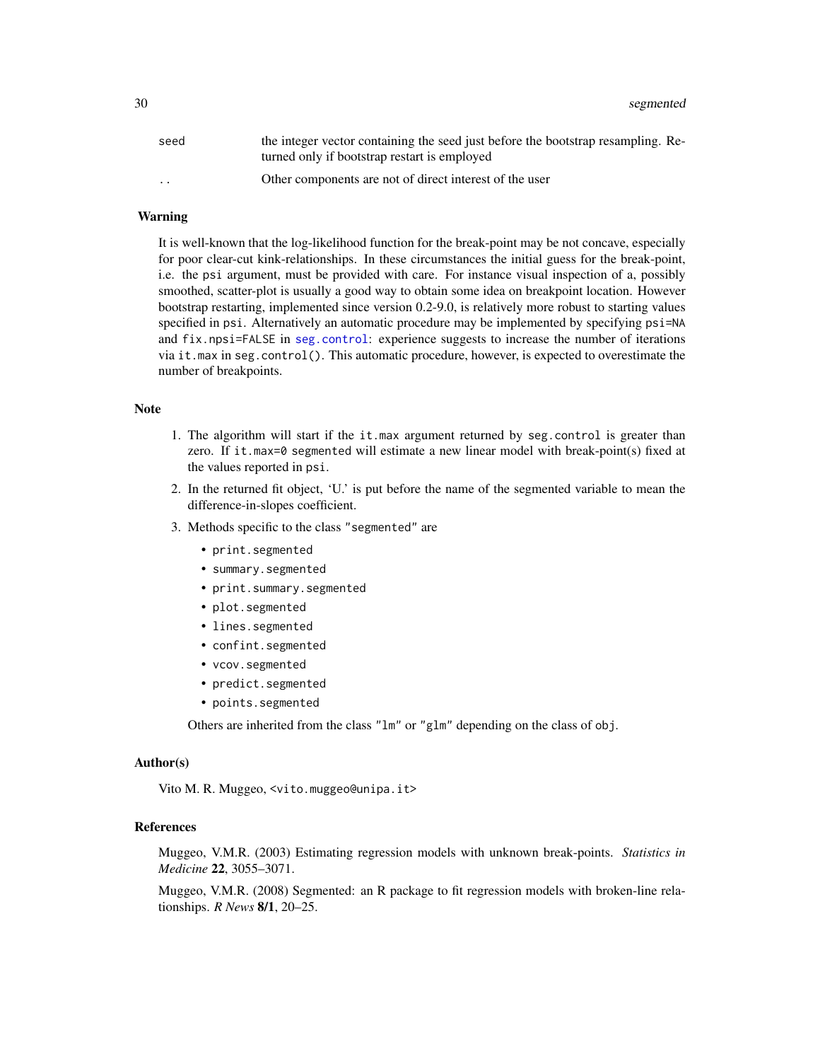| | |
|---|---|
| `seed` | the integer vector containing the seed just before the bootstrap resampling. Returned only if bootstrap restart is employed |
| `..` | Other components are not of direct interest of the user |

## Warning

It is well-known that the log-likelihood function for the break-point may be not concave, especially for poor clear-cut kink-relationships. In these circumstances the initial guess for the break-point, i.e. the `psi` argument, must be provided with care. For instance visual inspection of a, possibly smoothed, scatter-plot is usually a good way to obtain some idea on breakpoint location. However bootstrap restarting, implemented since version 0.2-9.0, is relatively more robust to starting values specified in `psi`. Alternatively an automatic procedure may be implemented by specifying `psi=NA` and `fix.npsi=FALSE` in `seg.control`: experience suggests to increase the number of iterations via `it.max` in `seg.control()`. This automatic procedure, however, is expected to overestimate the number of breakpoints.

## Note

1. The algorithm will start if the `it.max` argument returned by `seg.control` is greater than zero. If `it.max=0` `segmented` will estimate a new linear model with break-point(s) fixed at the values reported in `psi`.
2. In the returned fit object, 'U.' is put before the name of the segmented variable to mean the difference-in-slopes coefficient.
3. Methods specific to the class `"segmented"` are
   - `print.segmented`
   - `summary.segmented`
   - `print.summary.segmented`
   - `plot.segmented`
   - `lines.segmented`
   - `confint.segmented`
   - `vcov.segmented`
   - `predict.segmented`
   - `points.segmented`

   Others are inherited from the class `"lm"` or `"glm"` depending on the class of `obj`.

## Author(s)

Vito M. R. Muggeo, `<vito.muggeo@unipa.it>`

## References

Muggeo, V.M.R. (2003) Estimating regression models with unknown break-points. *Statistics in Medicine* **22**, 3055–3071.

Muggeo, V.M.R. (2008) Segmented: an R package to fit regression models with broken-line relationships. *R News* **8/1**, 20–25.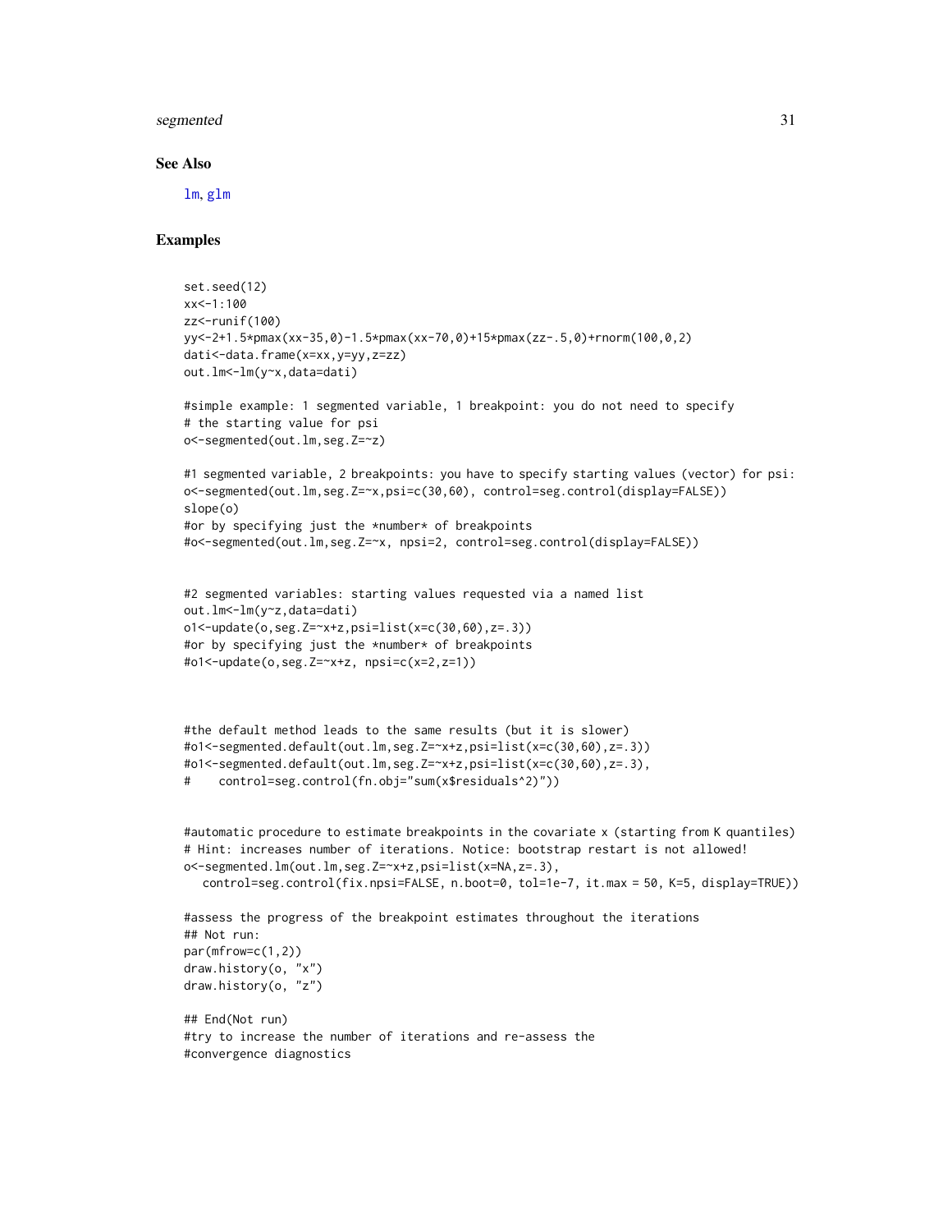## See Also

lm, glm

## Examples

```
set.seed(12)
xx<-1:100
zz<-runif(100)
yy<-2+1.5*pmax(xx-35,0)-1.5*pmax(xx-70,0)+15*pmax(zz-.5,0)+rnorm(100,0,2)
dati<-data.frame(x=xx,y=yy,z=zz)
out.lm<-lm(y~x,data=dati)

#simple example: 1 segmented variable, 1 breakpoint: you do not need to specify
# the starting value for psi
o<-segmented(out.lm,seg.Z=~z)

#1 segmented variable, 2 breakpoints: you have to specify starting values (vector) for psi:
o<-segmented(out.lm,seg.Z=~x,psi=c(30,60), control=seg.control(display=FALSE))
slope(o)
#or by specifying just the *number* of breakpoints
#o<-segmented(out.lm,seg.Z=~x, npsi=2, control=seg.control(display=FALSE))


#2 segmented variables: starting values requested via a named list
out.lm<-lm(y~z,data=dati)
o1<-update(o,seg.Z=~x+z,psi=list(x=c(30,60),z=.3))
#or by specifying just the *number* of breakpoints
#o1<-update(o,seg.Z=~x+z, npsi=c(x=2,z=1))



#the default method leads to the same results (but it is slower)
#o1<-segmented.default(out.lm,seg.Z=~x+z,psi=list(x=c(30,60),z=.3))
#o1<-segmented.default(out.lm,seg.Z=~x+z,psi=list(x=c(30,60),z=.3),
#    control=seg.control(fn.obj="sum(x$residuals^2)"))


#automatic procedure to estimate breakpoints in the covariate x (starting from K quantiles)
# Hint: increases number of iterations. Notice: bootstrap restart is not allowed!
o<-segmented.lm(out.lm,seg.Z=~x+z,psi=list(x=NA,z=.3),
   control=seg.control(fix.npsi=FALSE, n.boot=0, tol=1e-7, it.max = 50, K=5, display=TRUE))

#assess the progress of the breakpoint estimates throughout the iterations
## Not run:
par(mfrow=c(1,2))
draw.history(o, "x")
draw.history(o, "z")

## End(Not run)
#try to increase the number of iterations and re-assess the
#convergence diagnostics
```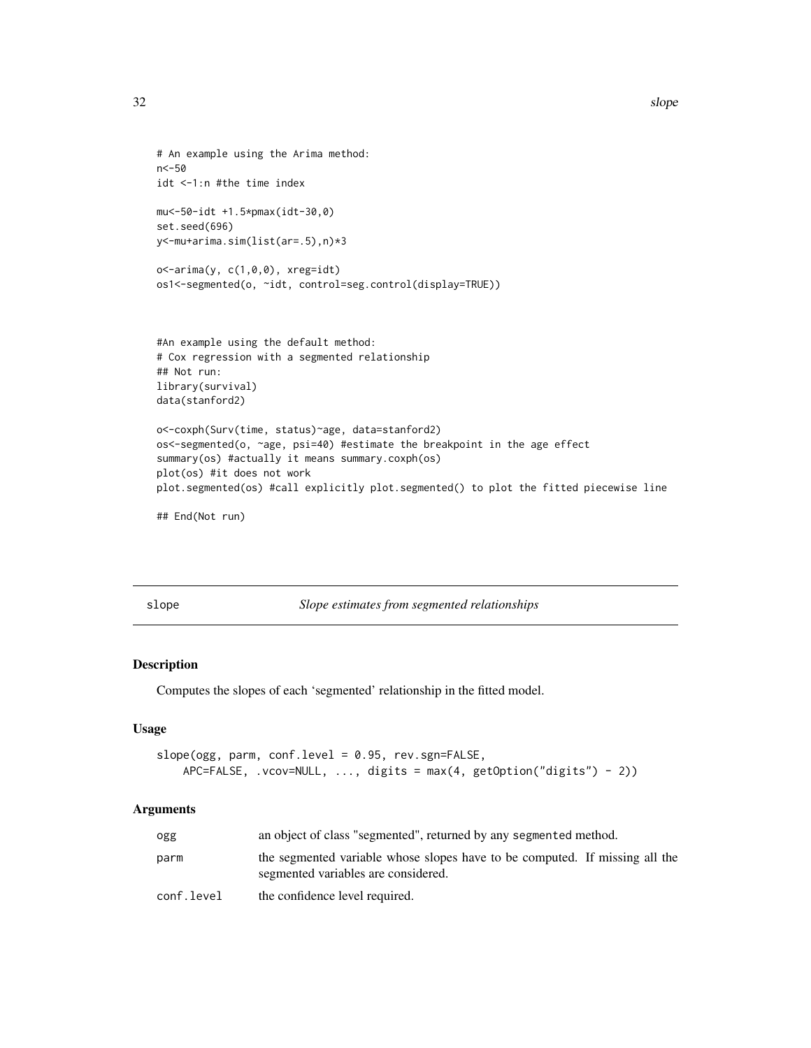```
# An example using the Arima method:
n<-50
idt <-1:n #the time index

mu<-50-idt +1.5*pmax(idt-30,0)
set.seed(696)
y<-mu+arima.sim(list(ar=.5),n)*3

o<-arima(y, c(1,0,0), xreg=idt)
os1<-segmented(o, ~idt, control=seg.control(display=TRUE))



#An example using the default method:
# Cox regression with a segmented relationship
## Not run:
library(survival)
data(stanford2)

o<-coxph(Surv(time, status)~age, data=stanford2)
os<-segmented(o, ~age, psi=40) #estimate the breakpoint in the age effect
summary(os) #actually it means summary.coxph(os)
plot(os) #it does not work
plot.segmented(os) #call explicitly plot.segmented() to plot the fitted piecewise line

## End(Not run)
```

---

## slope — *Slope estimates from segmented relationships*

### Description

Computes the slopes of each 'segmented' relationship in the fitted model.

### Usage

```
slope(ogg, parm, conf.level = 0.95, rev.sgn=FALSE,
    APC=FALSE, .vcov=NULL, ..., digits = max(4, getOption("digits") - 2))
```

### Arguments

| | |
|---|---|
| `ogg` | an object of class "segmented", returned by any `segmented` method. |
| `parm` | the segmented variable whose slopes have to be computed. If missing all the segmented variables are considered. |
| `conf.level` | the confidence level required. |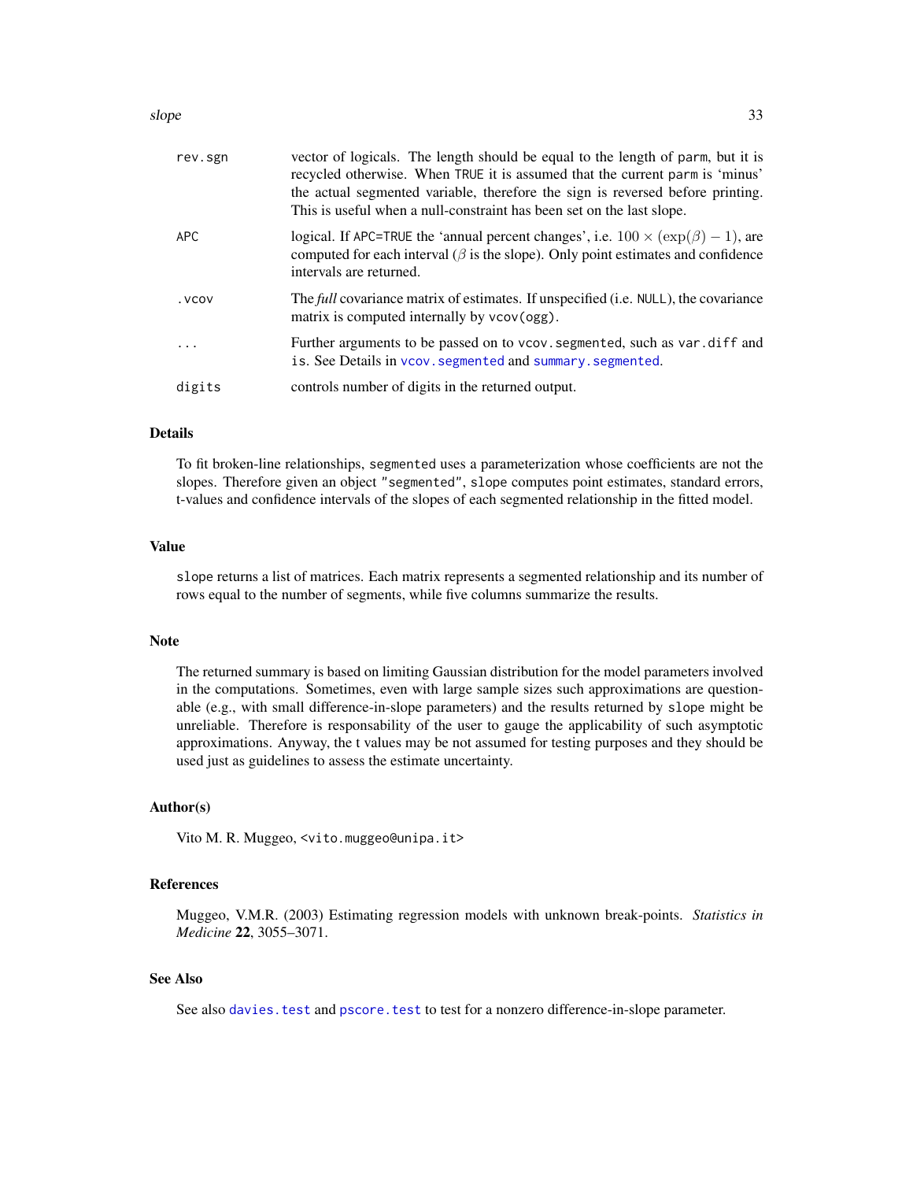| | |
|---|---|
| `rev.sgn` | vector of logicals. The length should be equal to the length of `parm`, but it is recycled otherwise. When `TRUE` it is assumed that the current `parm` is 'minus' the actual segmented variable, therefore the sign is reversed before printing. This is useful when a null-constraint has been set on the last slope. |
| `APC` | logical. If `APC=TRUE` the 'annual percent changes', i.e. $100 \times (\exp(\beta) - 1)$, are computed for each interval ($\beta$ is the slope). Only point estimates and confidence intervals are returned. |
| `.vcov` | The *full* covariance matrix of estimates. If unspecified (i.e. `NULL`), the covariance matrix is computed internally by `vcov(ogg)`. |
| `...` | Further arguments to be passed on to `vcov.segmented`, such as `var.diff` and `is`. See Details in `vcov.segmented` and `summary.segmented`. |
| `digits` | controls number of digits in the returned output. |

## Details

To fit broken-line relationships, `segmented` uses a parameterization whose coefficients are not the slopes. Therefore given an object `"segmented"`, `slope` computes point estimates, standard errors, t-values and confidence intervals of the slopes of each segmented relationship in the fitted model.

## Value

`slope` returns a list of matrices. Each matrix represents a segmented relationship and its number of rows equal to the number of segments, while five columns summarize the results.

## Note

The returned summary is based on limiting Gaussian distribution for the model parameters involved in the computations. Sometimes, even with large sample sizes such approximations are questionable (e.g., with small difference-in-slope parameters) and the results returned by `slope` might be unreliable. Therefore is responsability of the user to gauge the applicability of such asymptotic approximations. Anyway, the t values may be not assumed for testing purposes and they should be used just as guidelines to assess the estimate uncertainty.

## Author(s)

Vito M. R. Muggeo, `<vito.muggeo@unipa.it>`

## References

Muggeo, V.M.R. (2003) Estimating regression models with unknown break-points. *Statistics in Medicine* **22**, 3055–3071.

## See Also

See also `davies.test` and `pscore.test` to test for a nonzero difference-in-slope parameter.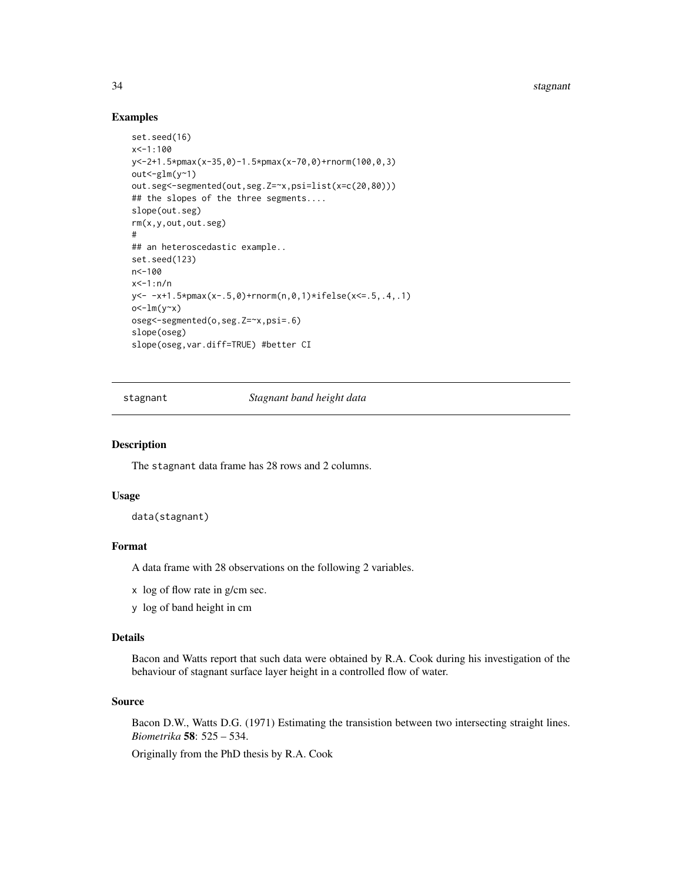## Examples

```
set.seed(16)
x<-1:100
y<-2+1.5*pmax(x-35,0)-1.5*pmax(x-70,0)+rnorm(100,0,3)
out<-glm(y~1)
out.seg<-segmented(out,seg.Z=~x,psi=list(x=c(20,80)))
## the slopes of the three segments....
slope(out.seg)
rm(x,y,out,out.seg)
#
## an heteroscedastic example..
set.seed(123)
n<-100
x<-1:n/n
y<- -x+1.5*pmax(x-.5,0)+rnorm(n,0,1)*ifelse(x<=.5,.4,.1)
o<-lm(y~x)
oseg<-segmented(o,seg.Z=~x,psi=.6)
slope(oseg)
slope(oseg,var.diff=TRUE) #better CI
```

---

# stagnant — *Stagnant band height data*

## Description

The stagnant data frame has 28 rows and 2 columns.

## Usage

```
data(stagnant)
```

## Format

A data frame with 28 observations on the following 2 variables.

- x log of flow rate in g/cm sec.
- y log of band height in cm

## Details

Bacon and Watts report that such data were obtained by R.A. Cook during his investigation of the behaviour of stagnant surface layer height in a controlled flow of water.

## Source

Bacon D.W., Watts D.G. (1971) Estimating the transistion between two intersecting straight lines. *Biometrika* **58**: 525 – 534.

Originally from the PhD thesis by R.A. Cook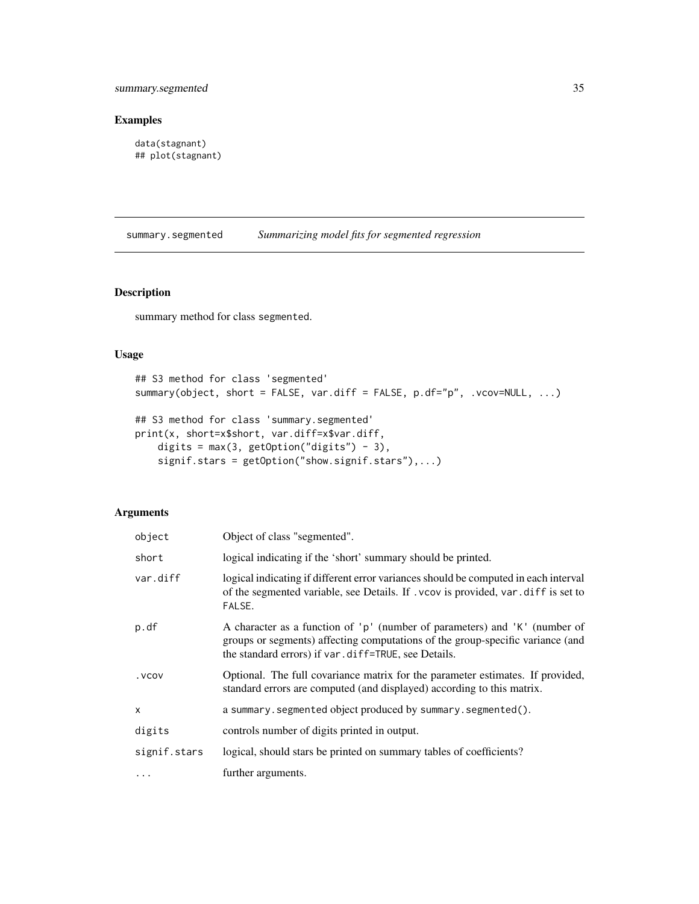## Examples

```
data(stagnant)
## plot(stagnant)
```

---

# summary.segmented *Summarizing model fits for segmented regression*

---

## Description

summary method for class `segmented`.

## Usage

```
## S3 method for class 'segmented'
summary(object, short = FALSE, var.diff = FALSE, p.df="p", .vcov=NULL, ...)

## S3 method for class 'summary.segmented'
print(x, short=x$short, var.diff=x$var.diff,
    digits = max(3, getOption("digits") - 3),
    signif.stars = getOption("show.signif.stars"),...)
```

## Arguments

| | |
|---|---|
| `object` | Object of class "segmented". |
| `short` | logical indicating if the 'short' summary should be printed. |
| `var.diff` | logical indicating if different error variances should be computed in each interval of the segmented variable, see Details. If `.vcov` is provided, `var.diff` is set to `FALSE`. |
| `p.df` | A character as a function of `'p'` (number of parameters) and `'K'` (number of groups or segments) affecting computations of the group-specific variance (and the standard errors) if `var.diff=TRUE`, see Details. |
| `.vcov` | Optional. The full covariance matrix for the parameter estimates. If provided, standard errors are computed (and displayed) according to this matrix. |
| `x` | a `summary.segmented` object produced by `summary.segmented()`. |
| `digits` | controls number of digits printed in output. |
| `signif.stars` | logical, should stars be printed on summary tables of coefficients? |
| `...` | further arguments. |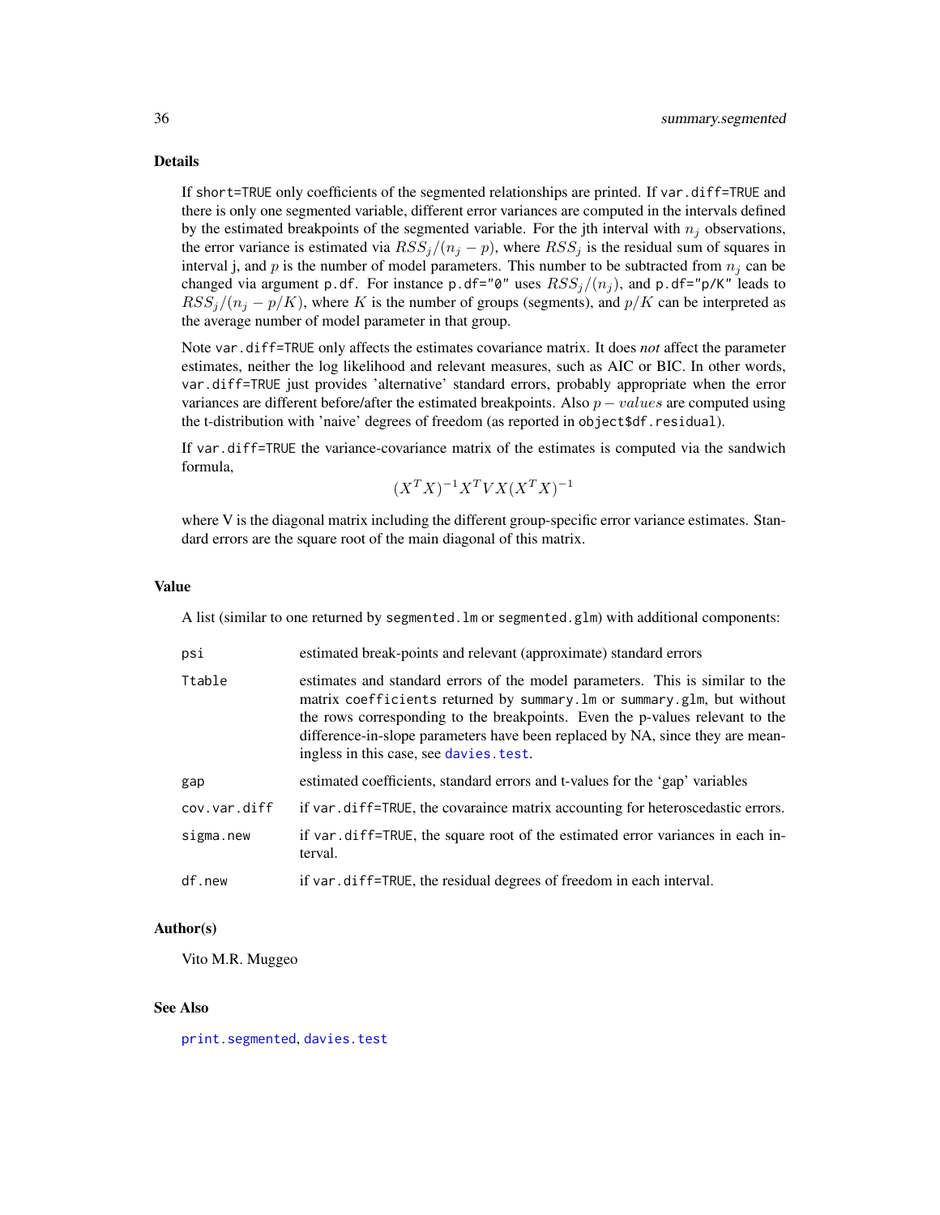## Details

If `short=TRUE` only coefficients of the segmented relationships are printed. If `var.diff=TRUE` and there is only one segmented variable, different error variances are computed in the intervals defined by the estimated breakpoints of the segmented variable. For the jth interval with $n_j$ observations, the error variance is estimated via $RSS_j/(n_j - p)$, where $RSS_j$ is the residual sum of squares in interval j, and $p$ is the number of model parameters. This number to be subtracted from $n_j$ can be changed via argument `p.df`. For instance `p.df="0"` uses $RSS_j/(n_j)$, and `p.df="p/K"` leads to $RSS_j/(n_j - p/K)$, where $K$ is the number of groups (segments), and $p/K$ can be interpreted as the average number of model parameter in that group.

Note `var.diff=TRUE` only affects the estimates covariance matrix. It does *not* affect the parameter estimates, neither the log likelihood and relevant measures, such as AIC or BIC. In other words, `var.diff=TRUE` just provides 'alternative' standard errors, probably appropriate when the error variances are different before/after the estimated breakpoints. Also $p - values$ are computed using the t-distribution with 'naive' degrees of freedom (as reported in `object$df.residual`).

If `var.diff=TRUE` the variance-covariance matrix of the estimates is computed via the sandwich formula,

$$(X^T X)^{-1} X^T V X (X^T X)^{-1}$$

where V is the diagonal matrix including the different group-specific error variance estimates. Standard errors are the square root of the main diagonal of this matrix.

## Value

A list (similar to one returned by `segmented.lm` or `segmented.glm`) with additional components:

| | |
|---|---|
| `psi` | estimated break-points and relevant (approximate) standard errors |
| `Ttable` | estimates and standard errors of the model parameters. This is similar to the matrix `coefficients` returned by `summary.lm` or `summary.glm`, but without the rows corresponding to the breakpoints. Even the p-values relevant to the difference-in-slope parameters have been replaced by NA, since they are meaningless in this case, see `davies.test`. |
| `gap` | estimated coefficients, standard errors and t-values for the 'gap' variables |
| `cov.var.diff` | if `var.diff=TRUE`, the covaraince matrix accounting for heteroscedastic errors. |
| `sigma.new` | if `var.diff=TRUE`, the square root of the estimated error variances in each interval. |
| `df.new` | if `var.diff=TRUE`, the residual degrees of freedom in each interval. |

## Author(s)

Vito M.R. Muggeo

## See Also

`print.segmented`, `davies.test`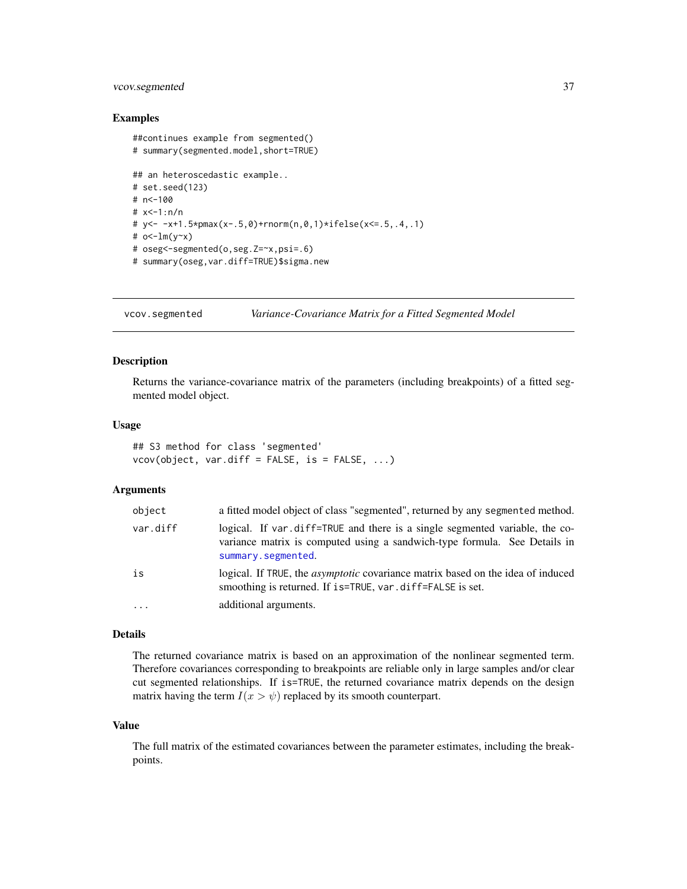### Examples

```
##continues example from segmented()
# summary(segmented.model,short=TRUE)

## an heteroscedastic example..
# set.seed(123)
# n<-100
# x<-1:n/n
# y<- -x+1.5*pmax(x-.5,0)+rnorm(n,0,1)*ifelse(x<=.5,.4,.1)
# o<-lm(y~x)
# oseg<-segmented(o,seg.Z=~x,psi=.6)
# summary(oseg,var.diff=TRUE)$sigma.new
```

---

## vcov.segmented — *Variance-Covariance Matrix for a Fitted Segmented Model*

### Description

Returns the variance-covariance matrix of the parameters (including breakpoints) of a fitted segmented model object.

### Usage

```
## S3 method for class 'segmented'
vcov(object, var.diff = FALSE, is = FALSE, ...)
```

### Arguments

| | |
|---|---|
| `object` | a fitted model object of class "segmented", returned by any `segmented` method. |
| `var.diff` | logical. If `var.diff=TRUE` and there is a single segmented variable, the covariance matrix is computed using a sandwich-type formula. See Details in `summary.segmented`. |
| `is` | logical. If `TRUE`, the *asymptotic* covariance matrix based on the idea of induced smoothing is returned. If `is=TRUE`, `var.diff=FALSE` is set. |
| `...` | additional arguments. |

### Details

The returned covariance matrix is based on an approximation of the nonlinear segmented term. Therefore covariances corresponding to breakpoints are reliable only in large samples and/or clear cut segmented relationships. If `is=TRUE`, the returned covariance matrix depends on the design matrix having the term $I(x > \psi)$ replaced by its smooth counterpart.

### Value

The full matrix of the estimated covariances between the parameter estimates, including the breakpoints.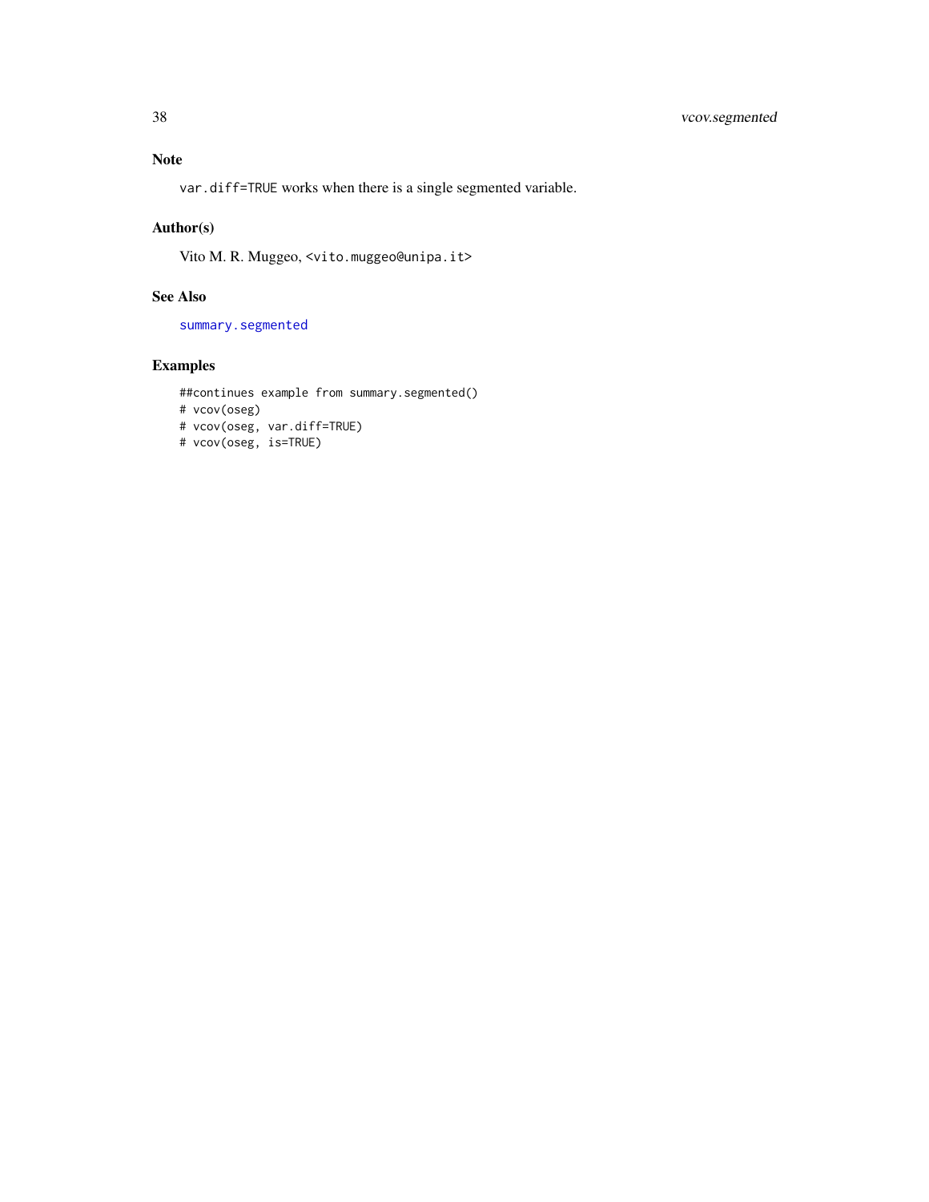## Note

`var.diff=TRUE` works when there is a single segmented variable.

## Author(s)

Vito M. R. Muggeo, <vito.muggeo@unipa.it>

## See Also

summary.segmented

## Examples

```
##continues example from summary.segmented()
# vcov(oseg)
# vcov(oseg, var.diff=TRUE)
# vcov(oseg, is=TRUE)
```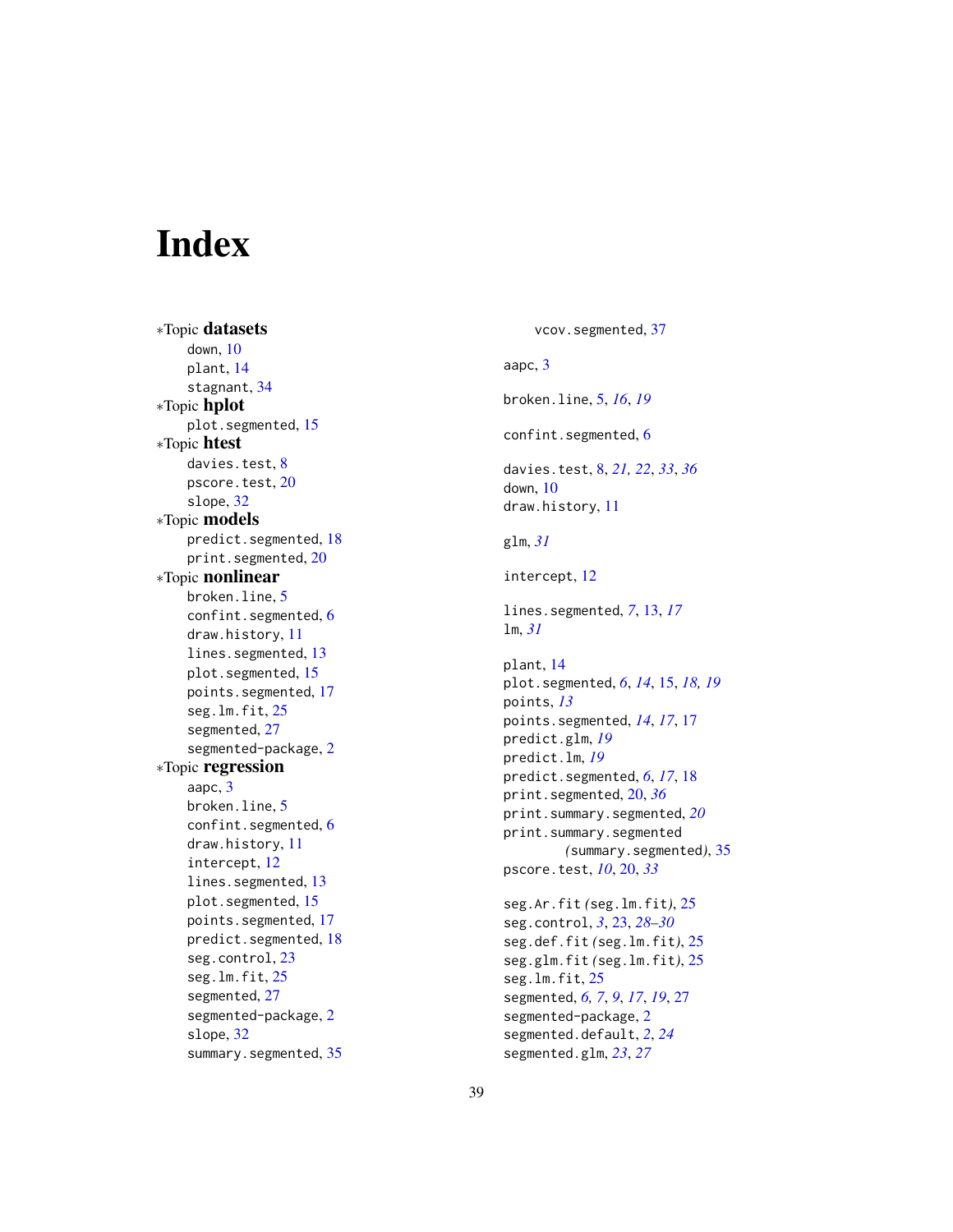# Index

*Topic **datasets**
- down, 10
- plant, 14
- stagnant, 34

*Topic **hplot**
- plot.segmented, 15

*Topic **htest**
- davies.test, 8
- pscore.test, 20
- slope, 32

*Topic **models**
- predict.segmented, 18
- print.segmented, 20

*Topic **nonlinear**
- broken.line, 5
- confint.segmented, 6
- draw.history, 11
- lines.segmented, 13
- plot.segmented, 15
- points.segmented, 17
- seg.lm.fit, 25
- segmented, 27
- segmented-package, 2

*Topic **regression**
- aapc, 3
- broken.line, 5
- confint.segmented, 6
- draw.history, 11
- intercept, 12
- lines.segmented, 13
- plot.segmented, 15
- points.segmented, 17
- predict.segmented, 18
- seg.control, 23
- seg.lm.fit, 25
- segmented, 27
- segmented-package, 2
- slope, 32
- summary.segmented, 35
- vcov.segmented, 37

aapc, 3

broken.line, 5, *16*, *19*

confint.segmented, 6

davies.test, 8, *21, 22*, *33*, *36*
down, 10
draw.history, 11

glm, *31*

intercept, 12

lines.segmented, *7*, 13, *17*
lm, *31*

plant, 14
plot.segmented, *6*, *14*, 15, *18, 19*
points, *13*
points.segmented, *14*, *17*, 17
predict.glm, *19*
predict.lm, *19*
predict.segmented, *6*, *17*, 18
print.segmented, 20, *36*
print.summary.segmented, *20*
print.summary.segmented *(summary.segmented)*, 35
pscore.test, *10*, 20, *33*

seg.Ar.fit *(seg.lm.fit)*, 25
seg.control, *3*, 23, *28–30*
seg.def.fit *(seg.lm.fit)*, 25
seg.glm.fit *(seg.lm.fit)*, 25
seg.lm.fit, 25
segmented, *6, 7*, *9*, *17*, *19*, 27
segmented-package, 2
segmented.default, *2*, *24*
segmented.glm, *23*, *27*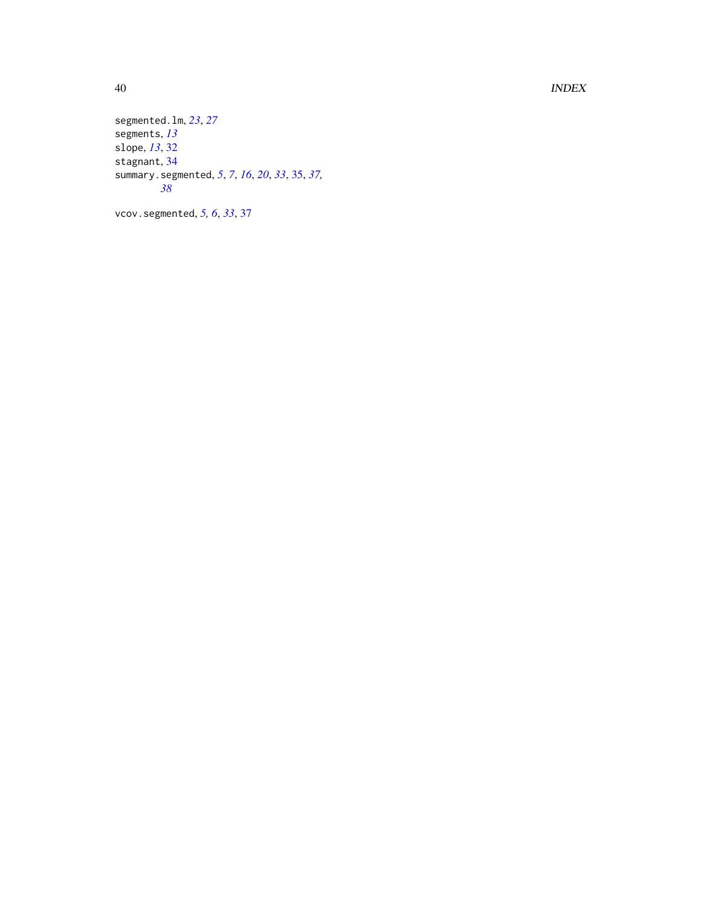segmented.lm, *23*, *27*
segments, *13*
slope, *13*, 32
stagnant, 34
summary.segmented, *5*, *7*, *16*, *20*, *33*, 35, *37, 38*

vcov.segmented, *5, 6*, *33*, 37